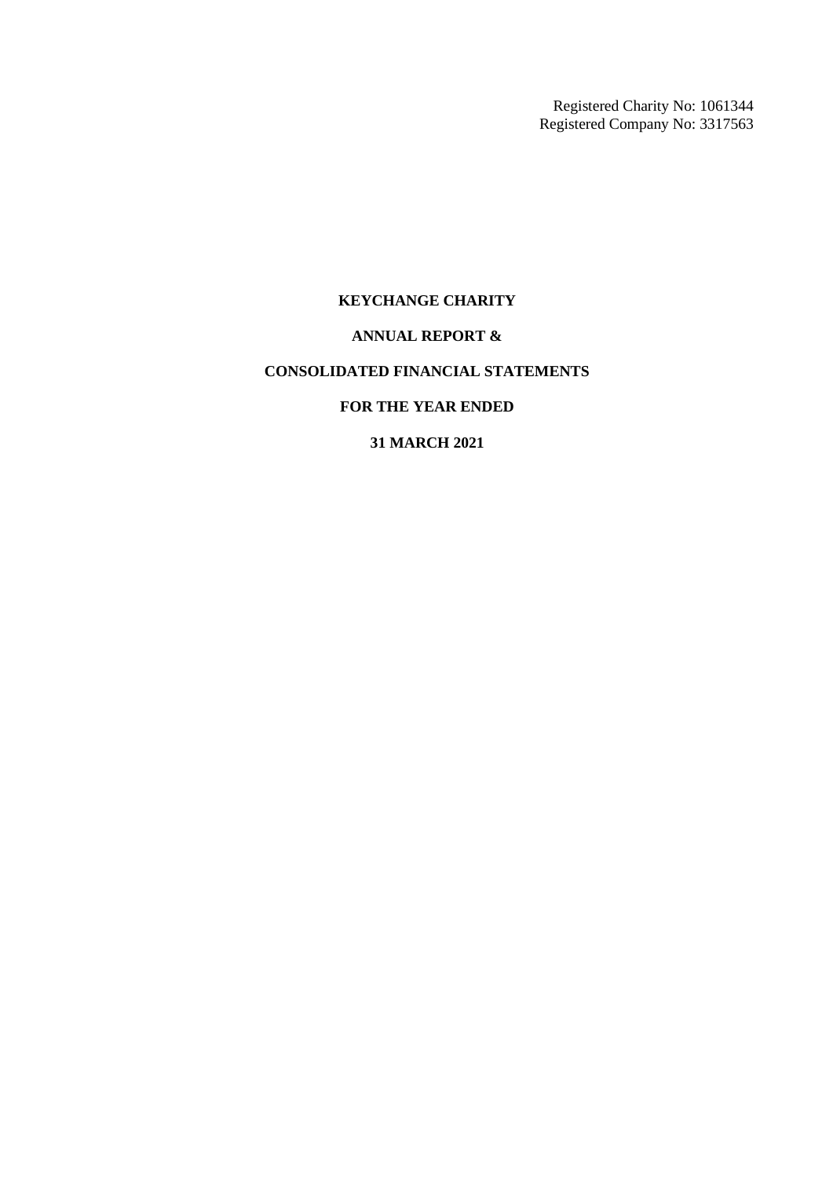Registered Charity No: 1061344
Registered Company No: 3317563

# KEYCHANGE CHARITY

## ANNUAL REPORT &

## CONSOLIDATED FINANCIAL STATEMENTS

## FOR THE YEAR ENDED

## 31 MARCH 2021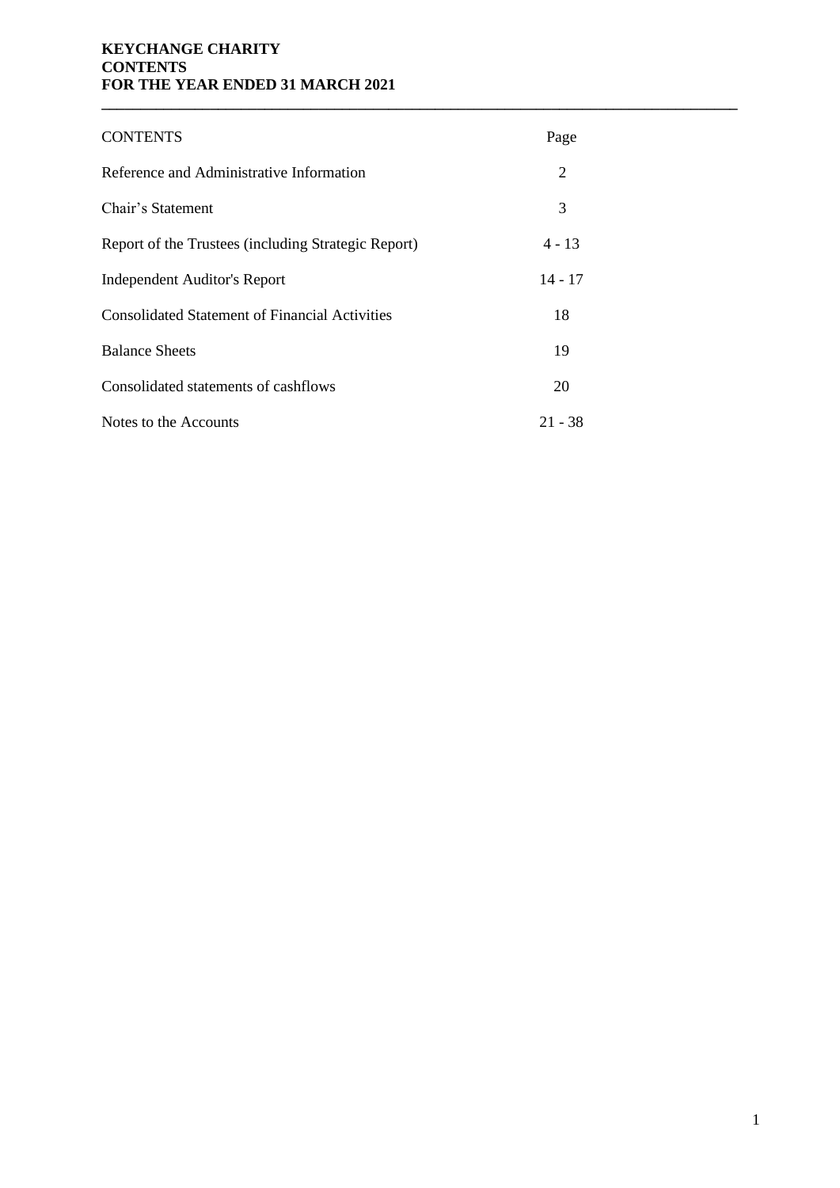**KEYCHANGE CHARITY**
**CONTENTS**
**FOR THE YEAR ENDED 31 MARCH 2021**

| CONTENTS | Page |
|---|---|
| Reference and Administrative Information | 2 |
| Chair's Statement | 3 |
| Report of the Trustees (including Strategic Report) | 4 - 13 |
| Independent Auditor's Report | 14 - 17 |
| Consolidated Statement of Financial Activities | 18 |
| Balance Sheets | 19 |
| Consolidated statements of cashflows | 20 |
| Notes to the Accounts | 21 - 38 |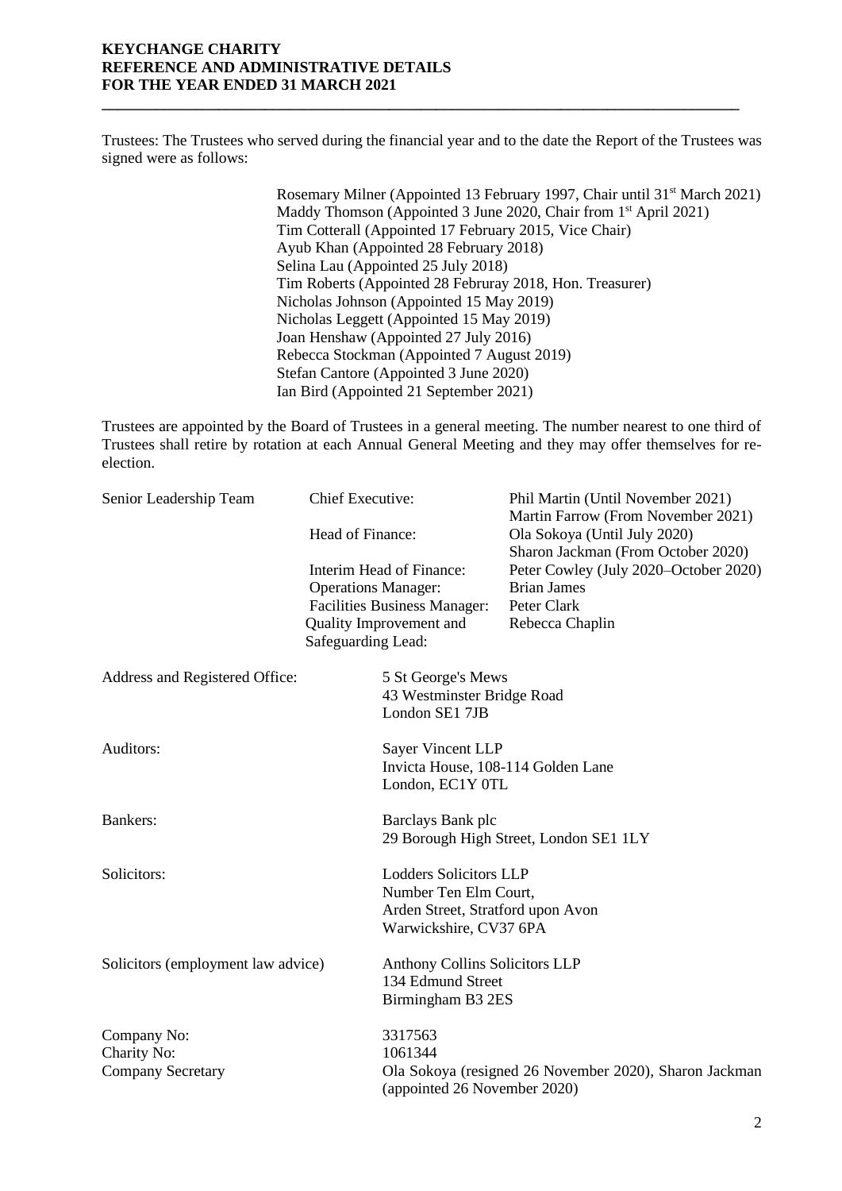# KEYCHANGE CHARITY
## REFERENCE AND ADMINISTRATIVE DETAILS
## FOR THE YEAR ENDED 31 MARCH 2021

Trustees: The Trustees who served during the financial year and to the date the Report of the Trustees was signed were as follows:

Rosemary Milner (Appointed 13 February 1997, Chair until 31st March 2021)
Maddy Thomson (Appointed 3 June 2020, Chair from 1st April 2021)
Tim Cotterall (Appointed 17 February 2015, Vice Chair)
Ayub Khan (Appointed 28 February 2018)
Selina Lau (Appointed 25 July 2018)
Tim Roberts (Appointed 28 Februray 2018, Hon. Treasurer)
Nicholas Johnson (Appointed 15 May 2019)
Nicholas Leggett (Appointed 15 May 2019)
Joan Henshaw (Appointed 27 July 2016)
Rebecca Stockman (Appointed 7 August 2019)
Stefan Cantore (Appointed 3 June 2020)
Ian Bird (Appointed 21 September 2021)

Trustees are appointed by the Board of Trustees in a general meeting. The number nearest to one third of Trustees shall retire by rotation at each Annual General Meeting and they may offer themselves for re-election.

| Senior Leadership Team | Chief Executive: | Phil Martin (Until November 2021) Martin Farrow (From November 2021) |
|---|---|---|
| | Head of Finance: | Ola Sokoya (Until July 2020) Sharon Jackman (From October 2020) |
| | Interim Head of Finance: | Peter Cowley (July 2020–October 2020) |
| | Operations Manager: | Brian James |
| | Facilities Business Manager: | Peter Clark |
| | Quality Improvement and Safeguarding Lead: | Rebecca Chaplin |

Address and Registered Office: 5 St George's Mews, 43 Westminster Bridge Road, London SE1 7JB

Auditors: Sayer Vincent LLP, Invicta House, 108-114 Golden Lane, London, EC1Y 0TL

Bankers: Barclays Bank plc, 29 Borough High Street, London SE1 1LY

Solicitors: Lodders Solicitors LLP, Number Ten Elm Court, Arden Street, Stratford upon Avon, Warwickshire, CV37 6PA

Solicitors (employment law advice): Anthony Collins Solicitors LLP, 134 Edmund Street, Birmingham B3 2ES

Company No: 3317563

Charity No: 1061344

Company Secretary: Ola Sokoya (resigned 26 November 2020), Sharon Jackman (appointed 26 November 2020)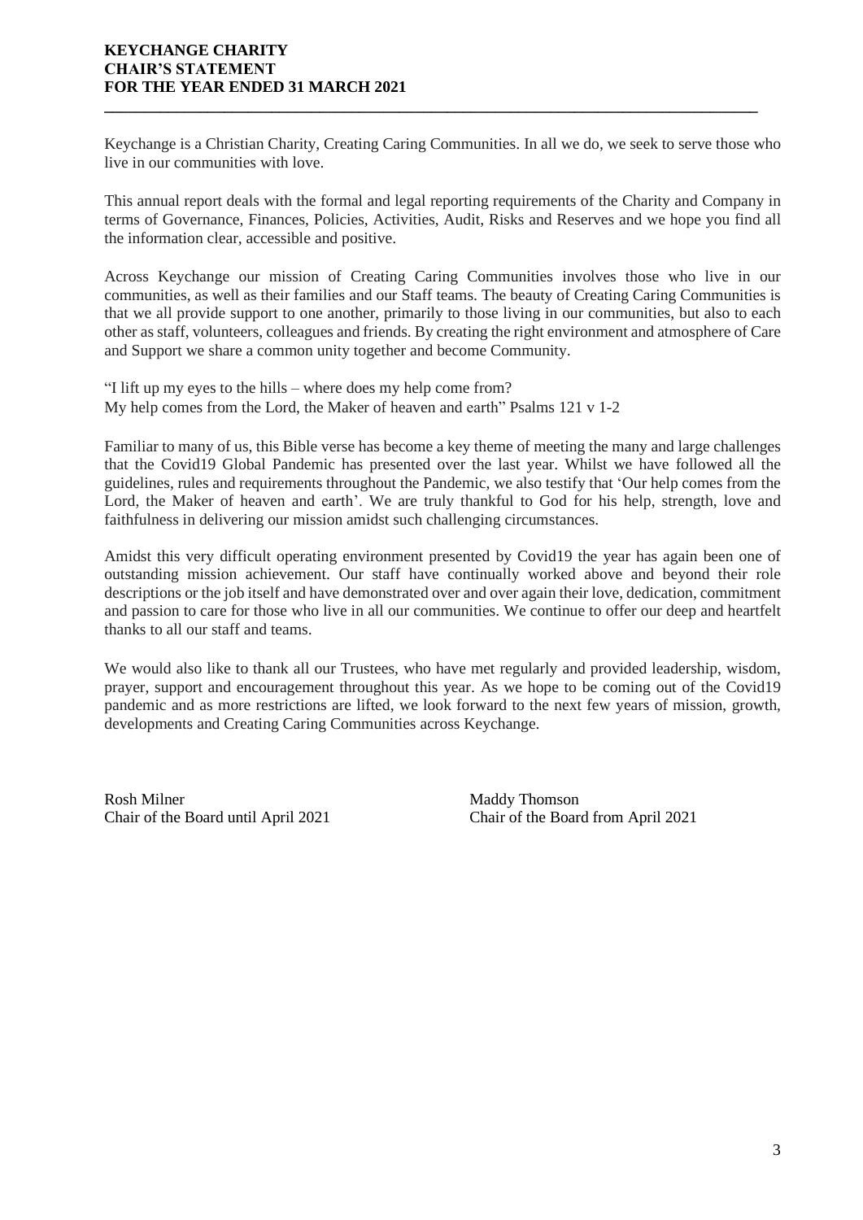**KEYCHANGE CHARITY**
**CHAIR'S STATEMENT**
**FOR THE YEAR ENDED 31 MARCH 2021**

Keychange is a Christian Charity, Creating Caring Communities. In all we do, we seek to serve those who live in our communities with love.

This annual report deals with the formal and legal reporting requirements of the Charity and Company in terms of Governance, Finances, Policies, Activities, Audit, Risks and Reserves and we hope you find all the information clear, accessible and positive.

Across Keychange our mission of Creating Caring Communities involves those who live in our communities, as well as their families and our Staff teams. The beauty of Creating Caring Communities is that we all provide support to one another, primarily to those living in our communities, but also to each other as staff, volunteers, colleagues and friends. By creating the right environment and atmosphere of Care and Support we share a common unity together and become Community.

"I lift up my eyes to the hills – where does my help come from?
My help comes from the Lord, the Maker of heaven and earth" Psalms 121 v 1-2

Familiar to many of us, this Bible verse has become a key theme of meeting the many and large challenges that the Covid19 Global Pandemic has presented over the last year. Whilst we have followed all the guidelines, rules and requirements throughout the Pandemic, we also testify that 'Our help comes from the Lord, the Maker of heaven and earth'. We are truly thankful to God for his help, strength, love and faithfulness in delivering our mission amidst such challenging circumstances.

Amidst this very difficult operating environment presented by Covid19 the year has again been one of outstanding mission achievement. Our staff have continually worked above and beyond their role descriptions or the job itself and have demonstrated over and over again their love, dedication, commitment and passion to care for those who live in all our communities. We continue to offer our deep and heartfelt thanks to all our staff and teams.

We would also like to thank all our Trustees, who have met regularly and provided leadership, wisdom, prayer, support and encouragement throughout this year. As we hope to be coming out of the Covid19 pandemic and as more restrictions are lifted, we look forward to the next few years of mission, growth, developments and Creating Caring Communities across Keychange.

Rosh Milner
Chair of the Board until April 2021

Maddy Thomson
Chair of the Board from April 2021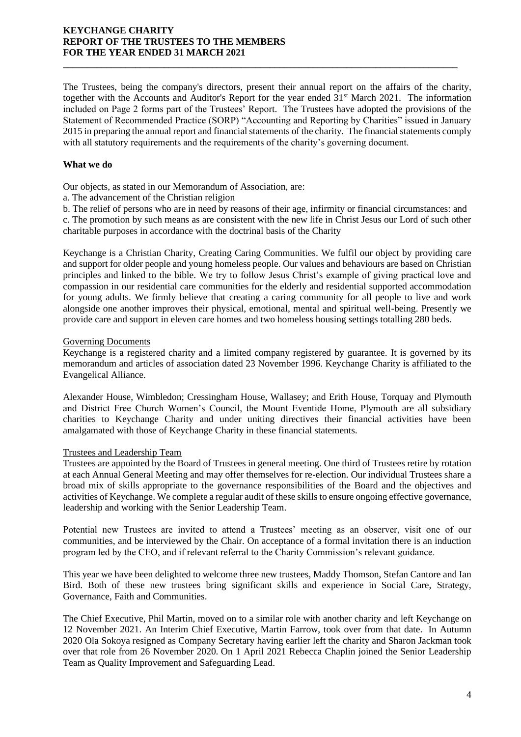# KEYCHANGE CHARITY
# REPORT OF THE TRUSTEES TO THE MEMBERS
# FOR THE YEAR ENDED 31 MARCH 2021

The Trustees, being the company's directors, present their annual report on the affairs of the charity, together with the Accounts and Auditor's Report for the year ended 31st March 2021. The information included on Page 2 forms part of the Trustees' Report. The Trustees have adopted the provisions of the Statement of Recommended Practice (SORP) "Accounting and Reporting by Charities" issued in January 2015 in preparing the annual report and financial statements of the charity. The financial statements comply with all statutory requirements and the requirements of the charity's governing document.

## What we do

Our objects, as stated in our Memorandum of Association, are:

a. The advancement of the Christian religion
b. The relief of persons who are in need by reasons of their age, infirmity or financial circumstances: and
c. The promotion by such means as are consistent with the new life in Christ Jesus our Lord of such other charitable purposes in accordance with the doctrinal basis of the Charity

Keychange is a Christian Charity, Creating Caring Communities. We fulfil our object by providing care and support for older people and young homeless people. Our values and behaviours are based on Christian principles and linked to the bible. We try to follow Jesus Christ's example of giving practical love and compassion in our residential care communities for the elderly and residential supported accommodation for young adults. We firmly believe that creating a caring community for all people to live and work alongside one another improves their physical, emotional, mental and spiritual well-being. Presently we provide care and support in eleven care homes and two homeless housing settings totalling 280 beds.

### Governing Documents

Keychange is a registered charity and a limited company registered by guarantee. It is governed by its memorandum and articles of association dated 23 November 1996. Keychange Charity is affiliated to the Evangelical Alliance.

Alexander House, Wimbledon; Cressingham House, Wallasey; and Erith House, Torquay and Plymouth and District Free Church Women's Council, the Mount Eventide Home, Plymouth are all subsidiary charities to Keychange Charity and under uniting directives their financial activities have been amalgamated with those of Keychange Charity in these financial statements.

### Trustees and Leadership Team

Trustees are appointed by the Board of Trustees in general meeting. One third of Trustees retire by rotation at each Annual General Meeting and may offer themselves for re-election. Our individual Trustees share a broad mix of skills appropriate to the governance responsibilities of the Board and the objectives and activities of Keychange. We complete a regular audit of these skills to ensure ongoing effective governance, leadership and working with the Senior Leadership Team.

Potential new Trustees are invited to attend a Trustees' meeting as an observer, visit one of our communities, and be interviewed by the Chair. On acceptance of a formal invitation there is an induction program led by the CEO, and if relevant referral to the Charity Commission's relevant guidance.

This year we have been delighted to welcome three new trustees, Maddy Thomson, Stefan Cantore and Ian Bird. Both of these new trustees bring significant skills and experience in Social Care, Strategy, Governance, Faith and Communities.

The Chief Executive, Phil Martin, moved on to a similar role with another charity and left Keychange on 12 November 2021. An Interim Chief Executive, Martin Farrow, took over from that date. In Autumn 2020 Ola Sokoya resigned as Company Secretary having earlier left the charity and Sharon Jackman took over that role from 26 November 2020. On 1 April 2021 Rebecca Chaplin joined the Senior Leadership Team as Quality Improvement and Safeguarding Lead.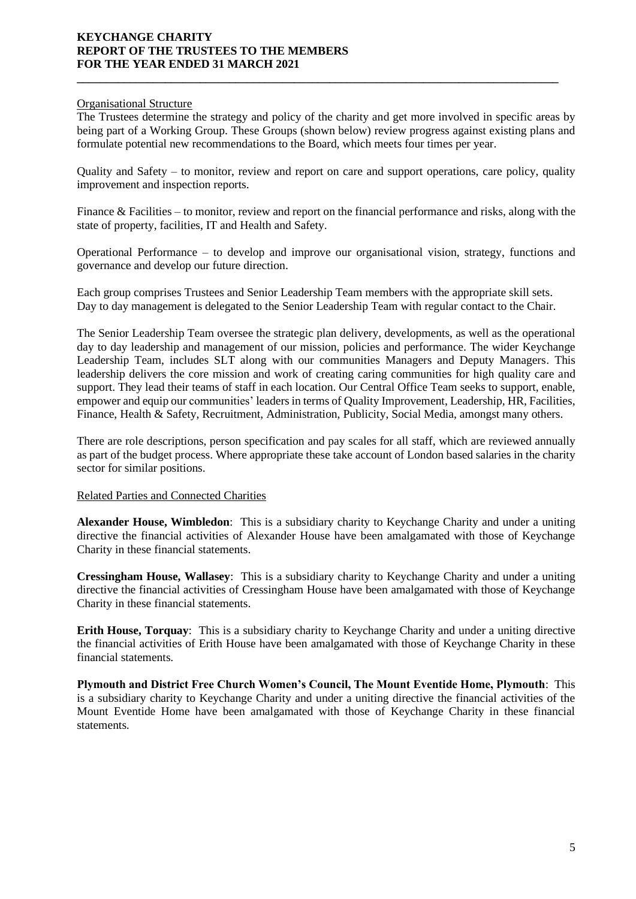## Organisational Structure

The Trustees determine the strategy and policy of the charity and get more involved in specific areas by being part of a Working Group. These Groups (shown below) review progress against existing plans and formulate potential new recommendations to the Board, which meets four times per year.

Quality and Safety – to monitor, review and report on care and support operations, care policy, quality improvement and inspection reports.

Finance & Facilities – to monitor, review and report on the financial performance and risks, along with the state of property, facilities, IT and Health and Safety.

Operational Performance – to develop and improve our organisational vision, strategy, functions and governance and develop our future direction.

Each group comprises Trustees and Senior Leadership Team members with the appropriate skill sets. Day to day management is delegated to the Senior Leadership Team with regular contact to the Chair.

The Senior Leadership Team oversee the strategic plan delivery, developments, as well as the operational day to day leadership and management of our mission, policies and performance. The wider Keychange Leadership Team, includes SLT along with our communities Managers and Deputy Managers. This leadership delivers the core mission and work of creating caring communities for high quality care and support. They lead their teams of staff in each location. Our Central Office Team seeks to support, enable, empower and equip our communities' leaders in terms of Quality Improvement, Leadership, HR, Facilities, Finance, Health & Safety, Recruitment, Administration, Publicity, Social Media, amongst many others.

There are role descriptions, person specification and pay scales for all staff, which are reviewed annually as part of the budget process. Where appropriate these take account of London based salaries in the charity sector for similar positions.

## Related Parties and Connected Charities

**Alexander House, Wimbledon**: This is a subsidiary charity to Keychange Charity and under a uniting directive the financial activities of Alexander House have been amalgamated with those of Keychange Charity in these financial statements.

**Cressingham House, Wallasey**: This is a subsidiary charity to Keychange Charity and under a uniting directive the financial activities of Cressingham House have been amalgamated with those of Keychange Charity in these financial statements.

**Erith House, Torquay**: This is a subsidiary charity to Keychange Charity and under a uniting directive the financial activities of Erith House have been amalgamated with those of Keychange Charity in these financial statements.

**Plymouth and District Free Church Women's Council, The Mount Eventide Home, Plymouth**: This is a subsidiary charity to Keychange Charity and under a uniting directive the financial activities of the Mount Eventide Home have been amalgamated with those of Keychange Charity in these financial statements.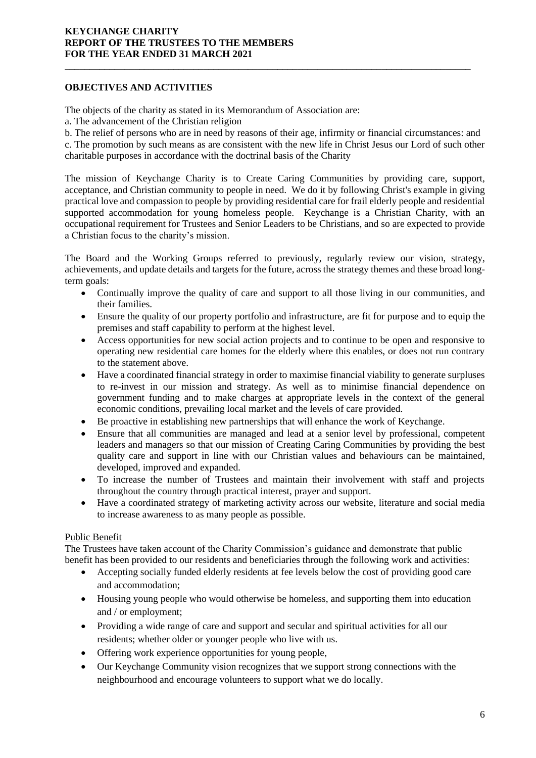## OBJECTIVES AND ACTIVITIES

The objects of the charity as stated in its Memorandum of Association are:

a. The advancement of the Christian religion

b. The relief of persons who are in need by reasons of their age, infirmity or financial circumstances: and

c. The promotion by such means as are consistent with the new life in Christ Jesus our Lord of such other charitable purposes in accordance with the doctrinal basis of the Charity

The mission of Keychange Charity is to Create Caring Communities by providing care, support, acceptance, and Christian community to people in need. We do it by following Christ's example in giving practical love and compassion to people by providing residential care for frail elderly people and residential supported accommodation for young homeless people. Keychange is a Christian Charity, with an occupational requirement for Trustees and Senior Leaders to be Christians, and so are expected to provide a Christian focus to the charity's mission.

The Board and the Working Groups referred to previously, regularly review our vision, strategy, achievements, and update details and targets for the future, across the strategy themes and these broad long-term goals:

- Continually improve the quality of care and support to all those living in our communities, and their families.
- Ensure the quality of our property portfolio and infrastructure, are fit for purpose and to equip the premises and staff capability to perform at the highest level.
- Access opportunities for new social action projects and to continue to be open and responsive to operating new residential care homes for the elderly where this enables, or does not run contrary to the statement above.
- Have a coordinated financial strategy in order to maximise financial viability to generate surpluses to re-invest in our mission and strategy. As well as to minimise financial dependence on government funding and to make charges at appropriate levels in the context of the general economic conditions, prevailing local market and the levels of care provided.
- Be proactive in establishing new partnerships that will enhance the work of Keychange.
- Ensure that all communities are managed and lead at a senior level by professional, competent leaders and managers so that our mission of Creating Caring Communities by providing the best quality care and support in line with our Christian values and behaviours can be maintained, developed, improved and expanded.
- To increase the number of Trustees and maintain their involvement with staff and projects throughout the country through practical interest, prayer and support.
- Have a coordinated strategy of marketing activity across our website, literature and social media to increase awareness to as many people as possible.

### Public Benefit

The Trustees have taken account of the Charity Commission's guidance and demonstrate that public benefit has been provided to our residents and beneficiaries through the following work and activities:

- Accepting socially funded elderly residents at fee levels below the cost of providing good care and accommodation;
- Housing young people who would otherwise be homeless, and supporting them into education and / or employment;
- Providing a wide range of care and support and secular and spiritual activities for all our residents; whether older or younger people who live with us.
- Offering work experience opportunities for young people,
- Our Keychange Community vision recognizes that we support strong connections with the neighbourhood and encourage volunteers to support what we do locally.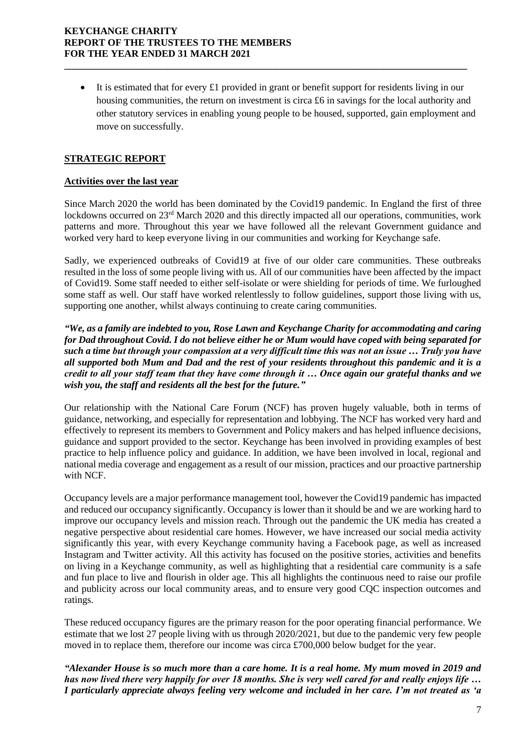- It is estimated that for every £1 provided in grant or benefit support for residents living in our housing communities, the return on investment is circa £6 in savings for the local authority and other statutory services in enabling young people to be housed, supported, gain employment and move on successfully.

## STRATEGIC REPORT

### Activities over the last year

Since March 2020 the world has been dominated by the Covid19 pandemic. In England the first of three lockdowns occurred on 23rd March 2020 and this directly impacted all our operations, communities, work patterns and more. Throughout this year we have followed all the relevant Government guidance and worked very hard to keep everyone living in our communities and working for Keychange safe.

Sadly, we experienced outbreaks of Covid19 at five of our older care communities. These outbreaks resulted in the loss of some people living with us. All of our communities have been affected by the impact of Covid19. Some staff needed to either self-isolate or were shielding for periods of time. We furloughed some staff as well. Our staff have worked relentlessly to follow guidelines, support those living with us, supporting one another, whilst always continuing to create caring communities.

***"We, as a family are indebted to you, Rose Lawn and Keychange Charity for accommodating and caring for Dad throughout Covid. I do not believe either he or Mum would have coped with being separated for such a time but through your compassion at a very difficult time this was not an issue … Truly you have all supported both Mum and Dad and the rest of your residents throughout this pandemic and it is a credit to all your staff team that they have come through it … Once again our grateful thanks and we wish you, the staff and residents all the best for the future."***

Our relationship with the National Care Forum (NCF) has proven hugely valuable, both in terms of guidance, networking, and especially for representation and lobbying. The NCF has worked very hard and effectively to represent its members to Government and Policy makers and has helped influence decisions, guidance and support provided to the sector. Keychange has been involved in providing examples of best practice to help influence policy and guidance. In addition, we have been involved in local, regional and national media coverage and engagement as a result of our mission, practices and our proactive partnership with NCF.

Occupancy levels are a major performance management tool, however the Covid19 pandemic has impacted and reduced our occupancy significantly. Occupancy is lower than it should be and we are working hard to improve our occupancy levels and mission reach. Through out the pandemic the UK media has created a negative perspective about residential care homes. However, we have increased our social media activity significantly this year, with every Keychange community having a Facebook page, as well as increased Instagram and Twitter activity. All this activity has focused on the positive stories, activities and benefits on living in a Keychange community, as well as highlighting that a residential care community is a safe and fun place to live and flourish in older age. This all highlights the continuous need to raise our profile and publicity across our local community areas, and to ensure very good CQC inspection outcomes and ratings.

These reduced occupancy figures are the primary reason for the poor operating financial performance. We estimate that we lost 27 people living with us through 2020/2021, but due to the pandemic very few people moved in to replace them, therefore our income was circa £700,000 below budget for the year.

***"Alexander House is so much more than a care home. It is a real home. My mum moved in 2019 and has now lived there very happily for over 18 months. She is very well cared for and really enjoys life … I particularly appreciate always feeling very welcome and included in her care. I'm not treated as 'a***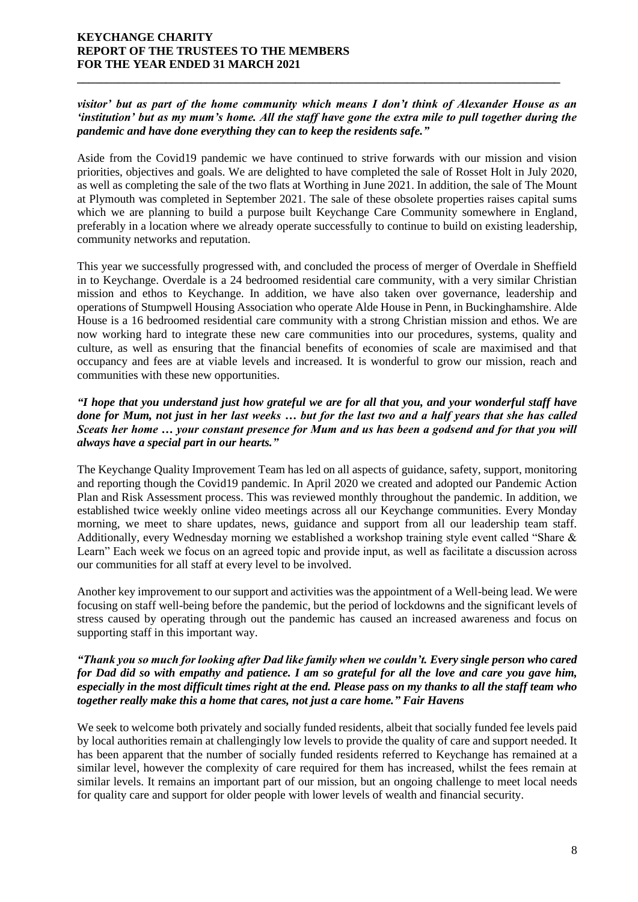***visitor' but as part of the home community which means I don't think of Alexander House as an 'institution' but as my mum's home. All the staff have gone the extra mile to pull together during the pandemic and have done everything they can to keep the residents safe."***

Aside from the Covid19 pandemic we have continued to strive forwards with our mission and vision priorities, objectives and goals. We are delighted to have completed the sale of Rosset Holt in July 2020, as well as completing the sale of the two flats at Worthing in June 2021. In addition, the sale of The Mount at Plymouth was completed in September 2021. The sale of these obsolete properties raises capital sums which we are planning to build a purpose built Keychange Care Community somewhere in England, preferably in a location where we already operate successfully to continue to build on existing leadership, community networks and reputation.

This year we successfully progressed with, and concluded the process of merger of Overdale in Sheffield in to Keychange. Overdale is a 24 bedroomed residential care community, with a very similar Christian mission and ethos to Keychange. In addition, we have also taken over governance, leadership and operations of Stumpwell Housing Association who operate Alde House in Penn, in Buckinghamshire. Alde House is a 16 bedroomed residential care community with a strong Christian mission and ethos. We are now working hard to integrate these new care communities into our procedures, systems, quality and culture, as well as ensuring that the financial benefits of economies of scale are maximised and that occupancy and fees are at viable levels and increased. It is wonderful to grow our mission, reach and communities with these new opportunities.

***"I hope that you understand just how grateful we are for all that you, and your wonderful staff have done for Mum, not just in her last weeks … but for the last two and a half years that she has called Sceats her home … your constant presence for Mum and us has been a godsend and for that you will always have a special part in our hearts."***

The Keychange Quality Improvement Team has led on all aspects of guidance, safety, support, monitoring and reporting though the Covid19 pandemic. In April 2020 we created and adopted our Pandemic Action Plan and Risk Assessment process. This was reviewed monthly throughout the pandemic. In addition, we established twice weekly online video meetings across all our Keychange communities. Every Monday morning, we meet to share updates, news, guidance and support from all our leadership team staff. Additionally, every Wednesday morning we established a workshop training style event called "Share & Learn" Each week we focus on an agreed topic and provide input, as well as facilitate a discussion across our communities for all staff at every level to be involved.

Another key improvement to our support and activities was the appointment of a Well-being lead. We were focusing on staff well-being before the pandemic, but the period of lockdowns and the significant levels of stress caused by operating through out the pandemic has caused an increased awareness and focus on supporting staff in this important way.

***"Thank you so much for looking after Dad like family when we couldn't. Every single person who cared for Dad did so with empathy and patience. I am so grateful for all the love and care you gave him, especially in the most difficult times right at the end. Please pass on my thanks to all the staff team who together really make this a home that cares, not just a care home." Fair Havens***

We seek to welcome both privately and socially funded residents, albeit that socially funded fee levels paid by local authorities remain at challengingly low levels to provide the quality of care and support needed. It has been apparent that the number of socially funded residents referred to Keychange has remained at a similar level, however the complexity of care required for them has increased, whilst the fees remain at similar levels. It remains an important part of our mission, but an ongoing challenge to meet local needs for quality care and support for older people with lower levels of wealth and financial security.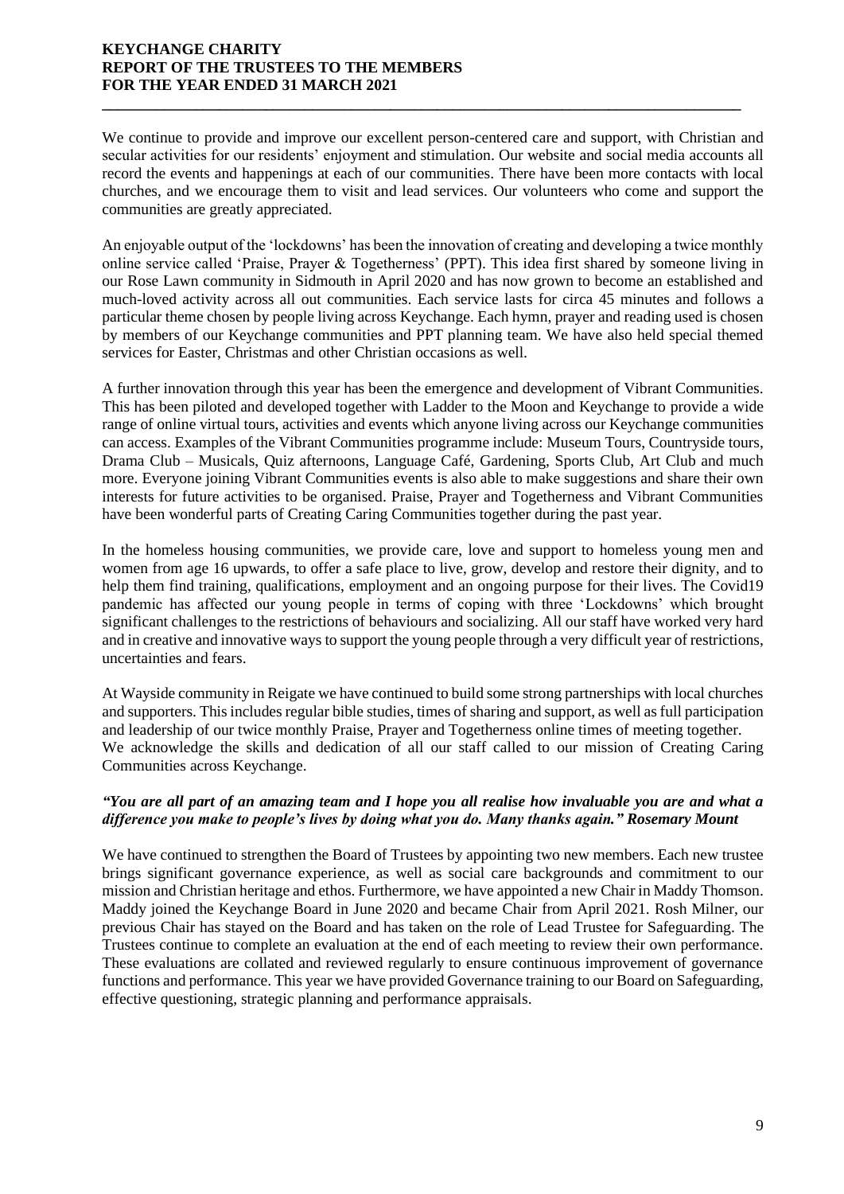We continue to provide and improve our excellent person-centered care and support, with Christian and secular activities for our residents' enjoyment and stimulation. Our website and social media accounts all record the events and happenings at each of our communities. There have been more contacts with local churches, and we encourage them to visit and lead services. Our volunteers who come and support the communities are greatly appreciated.

An enjoyable output of the 'lockdowns' has been the innovation of creating and developing a twice monthly online service called 'Praise, Prayer & Togetherness' (PPT). This idea first shared by someone living in our Rose Lawn community in Sidmouth in April 2020 and has now grown to become an established and much-loved activity across all out communities. Each service lasts for circa 45 minutes and follows a particular theme chosen by people living across Keychange. Each hymn, prayer and reading used is chosen by members of our Keychange communities and PPT planning team. We have also held special themed services for Easter, Christmas and other Christian occasions as well.

A further innovation through this year has been the emergence and development of Vibrant Communities. This has been piloted and developed together with Ladder to the Moon and Keychange to provide a wide range of online virtual tours, activities and events which anyone living across our Keychange communities can access. Examples of the Vibrant Communities programme include: Museum Tours, Countryside tours, Drama Club – Musicals, Quiz afternoons, Language Café, Gardening, Sports Club, Art Club and much more. Everyone joining Vibrant Communities events is also able to make suggestions and share their own interests for future activities to be organised. Praise, Prayer and Togetherness and Vibrant Communities have been wonderful parts of Creating Caring Communities together during the past year.

In the homeless housing communities, we provide care, love and support to homeless young men and women from age 16 upwards, to offer a safe place to live, grow, develop and restore their dignity, and to help them find training, qualifications, employment and an ongoing purpose for their lives. The Covid19 pandemic has affected our young people in terms of coping with three 'Lockdowns' which brought significant challenges to the restrictions of behaviours and socializing. All our staff have worked very hard and in creative and innovative ways to support the young people through a very difficult year of restrictions, uncertainties and fears.

At Wayside community in Reigate we have continued to build some strong partnerships with local churches and supporters. This includes regular bible studies, times of sharing and support, as well as full participation and leadership of our twice monthly Praise, Prayer and Togetherness online times of meeting together.
We acknowledge the skills and dedication of all our staff called to our mission of Creating Caring Communities across Keychange.

***"You are all part of an amazing team and I hope you all realise how invaluable you are and what a difference you make to people's lives by doing what you do. Many thanks again." Rosemary Mount***

We have continued to strengthen the Board of Trustees by appointing two new members. Each new trustee brings significant governance experience, as well as social care backgrounds and commitment to our mission and Christian heritage and ethos. Furthermore, we have appointed a new Chair in Maddy Thomson. Maddy joined the Keychange Board in June 2020 and became Chair from April 2021. Rosh Milner, our previous Chair has stayed on the Board and has taken on the role of Lead Trustee for Safeguarding. The Trustees continue to complete an evaluation at the end of each meeting to review their own performance. These evaluations are collated and reviewed regularly to ensure continuous improvement of governance functions and performance. This year we have provided Governance training to our Board on Safeguarding, effective questioning, strategic planning and performance appraisals.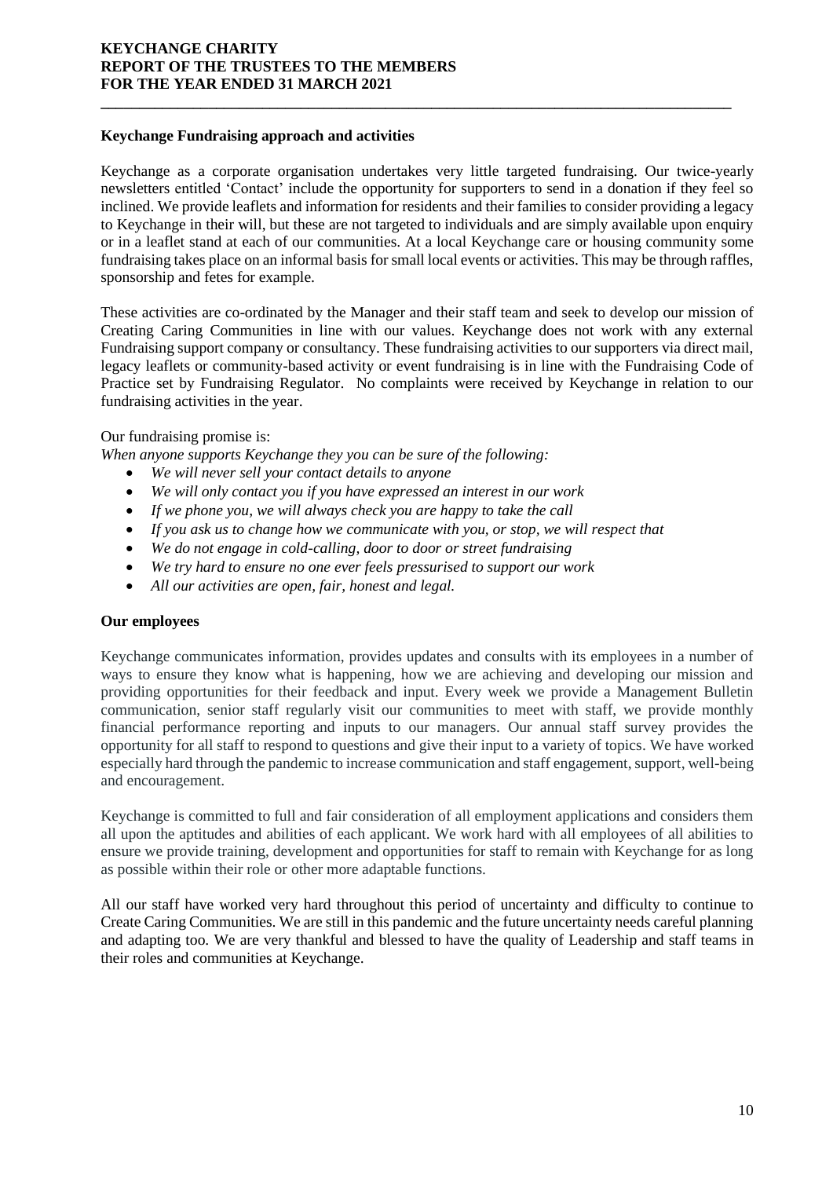## Keychange Fundraising approach and activities

Keychange as a corporate organisation undertakes very little targeted fundraising. Our twice-yearly newsletters entitled 'Contact' include the opportunity for supporters to send in a donation if they feel so inclined. We provide leaflets and information for residents and their families to consider providing a legacy to Keychange in their will, but these are not targeted to individuals and are simply available upon enquiry or in a leaflet stand at each of our communities. At a local Keychange care or housing community some fundraising takes place on an informal basis for small local events or activities. This may be through raffles, sponsorship and fetes for example.

These activities are co-ordinated by the Manager and their staff team and seek to develop our mission of Creating Caring Communities in line with our values. Keychange does not work with any external Fundraising support company or consultancy. These fundraising activities to our supporters via direct mail, legacy leaflets or community-based activity or event fundraising is in line with the Fundraising Code of Practice set by Fundraising Regulator. No complaints were received by Keychange in relation to our fundraising activities in the year.

Our fundraising promise is:

*When anyone supports Keychange they you can be sure of the following:*

- *We will never sell your contact details to anyone*
- *We will only contact you if you have expressed an interest in our work*
- *If we phone you, we will always check you are happy to take the call*
- *If you ask us to change how we communicate with you, or stop, we will respect that*
- *We do not engage in cold-calling, door to door or street fundraising*
- *We try hard to ensure no one ever feels pressurised to support our work*
- *All our activities are open, fair, honest and legal.*

## Our employees

Keychange communicates information, provides updates and consults with its employees in a number of ways to ensure they know what is happening, how we are achieving and developing our mission and providing opportunities for their feedback and input. Every week we provide a Management Bulletin communication, senior staff regularly visit our communities to meet with staff, we provide monthly financial performance reporting and inputs to our managers. Our annual staff survey provides the opportunity for all staff to respond to questions and give their input to a variety of topics. We have worked especially hard through the pandemic to increase communication and staff engagement, support, well-being and encouragement.

Keychange is committed to full and fair consideration of all employment applications and considers them all upon the aptitudes and abilities of each applicant. We work hard with all employees of all abilities to ensure we provide training, development and opportunities for staff to remain with Keychange for as long as possible within their role or other more adaptable functions.

All our staff have worked very hard throughout this period of uncertainty and difficulty to continue to Create Caring Communities. We are still in this pandemic and the future uncertainty needs careful planning and adapting too. We are very thankful and blessed to have the quality of Leadership and staff teams in their roles and communities at Keychange.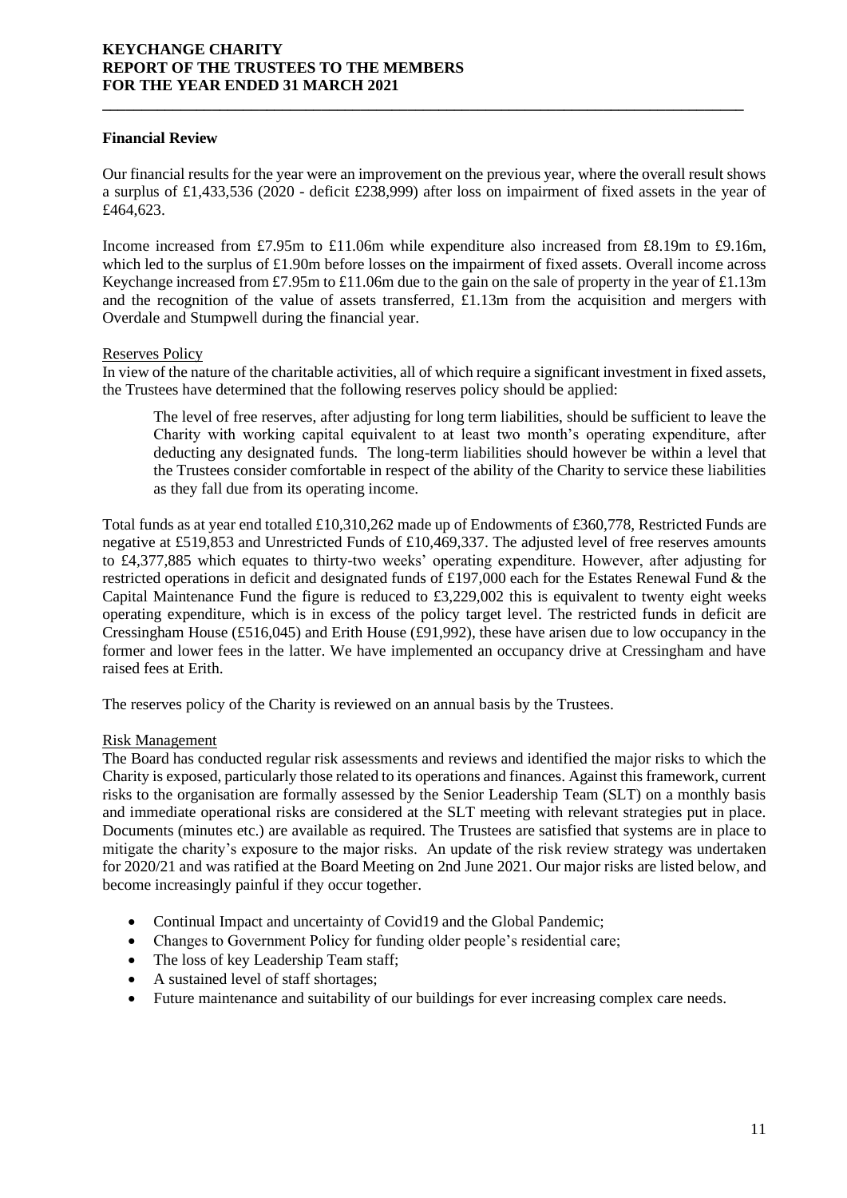## Financial Review

Our financial results for the year were an improvement on the previous year, where the overall result shows a surplus of £1,433,536 (2020 - deficit £238,999) after loss on impairment of fixed assets in the year of £464,623.

Income increased from £7.95m to £11.06m while expenditure also increased from £8.19m to £9.16m, which led to the surplus of £1.90m before losses on the impairment of fixed assets. Overall income across Keychange increased from £7.95m to £11.06m due to the gain on the sale of property in the year of £1.13m and the recognition of the value of assets transferred, £1.13m from the acquisition and mergers with Overdale and Stumpwell during the financial year.

### Reserves Policy

In view of the nature of the charitable activities, all of which require a significant investment in fixed assets, the Trustees have determined that the following reserves policy should be applied:

> The level of free reserves, after adjusting for long term liabilities, should be sufficient to leave the Charity with working capital equivalent to at least two month's operating expenditure, after deducting any designated funds. The long-term liabilities should however be within a level that the Trustees consider comfortable in respect of the ability of the Charity to service these liabilities as they fall due from its operating income.

Total funds as at year end totalled £10,310,262 made up of Endowments of £360,778, Restricted Funds are negative at £519,853 and Unrestricted Funds of £10,469,337. The adjusted level of free reserves amounts to £4,377,885 which equates to thirty-two weeks' operating expenditure. However, after adjusting for restricted operations in deficit and designated funds of £197,000 each for the Estates Renewal Fund & the Capital Maintenance Fund the figure is reduced to £3,229,002 this is equivalent to twenty eight weeks operating expenditure, which is in excess of the policy target level. The restricted funds in deficit are Cressingham House (£516,045) and Erith House (£91,992), these have arisen due to low occupancy in the former and lower fees in the latter. We have implemented an occupancy drive at Cressingham and have raised fees at Erith.

The reserves policy of the Charity is reviewed on an annual basis by the Trustees.

### Risk Management

The Board has conducted regular risk assessments and reviews and identified the major risks to which the Charity is exposed, particularly those related to its operations and finances. Against this framework, current risks to the organisation are formally assessed by the Senior Leadership Team (SLT) on a monthly basis and immediate operational risks are considered at the SLT meeting with relevant strategies put in place. Documents (minutes etc.) are available as required. The Trustees are satisfied that systems are in place to mitigate the charity's exposure to the major risks. An update of the risk review strategy was undertaken for 2020/21 and was ratified at the Board Meeting on 2nd June 2021. Our major risks are listed below, and become increasingly painful if they occur together.

- Continual Impact and uncertainty of Covid19 and the Global Pandemic;
- Changes to Government Policy for funding older people's residential care;
- The loss of key Leadership Team staff;
- A sustained level of staff shortages;
- Future maintenance and suitability of our buildings for ever increasing complex care needs.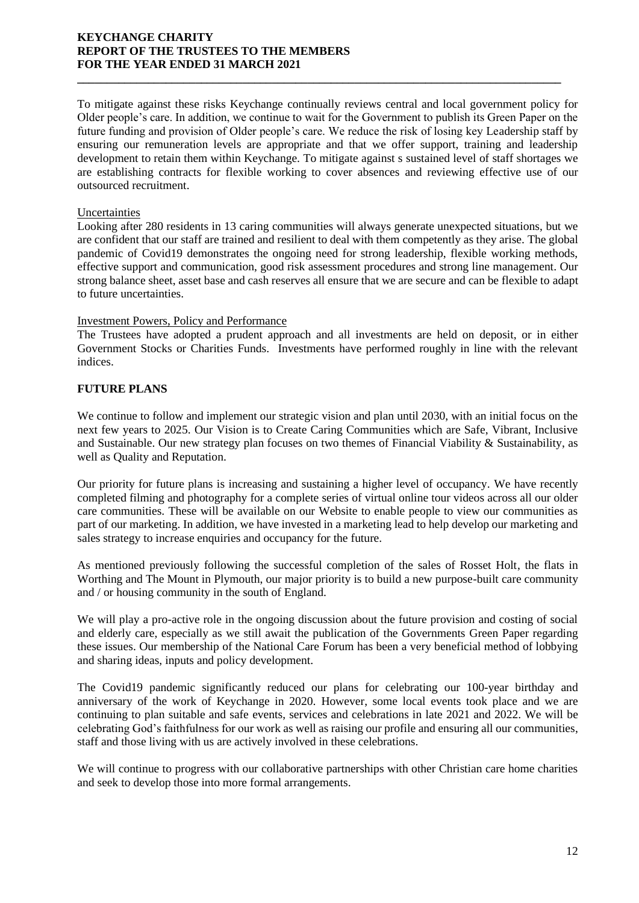To mitigate against these risks Keychange continually reviews central and local government policy for Older people's care. In addition, we continue to wait for the Government to publish its Green Paper on the future funding and provision of Older people's care. We reduce the risk of losing key Leadership staff by ensuring our remuneration levels are appropriate and that we offer support, training and leadership development to retain them within Keychange. To mitigate against s sustained level of staff shortages we are establishing contracts for flexible working to cover absences and reviewing effective use of our outsourced recruitment.

Uncertainties

Looking after 280 residents in 13 caring communities will always generate unexpected situations, but we are confident that our staff are trained and resilient to deal with them competently as they arise. The global pandemic of Covid19 demonstrates the ongoing need for strong leadership, flexible working methods, effective support and communication, good risk assessment procedures and strong line management. Our strong balance sheet, asset base and cash reserves all ensure that we are secure and can be flexible to adapt to future uncertainties.

Investment Powers, Policy and Performance

The Trustees have adopted a prudent approach and all investments are held on deposit, or in either Government Stocks or Charities Funds. Investments have performed roughly in line with the relevant indices.

## FUTURE PLANS

We continue to follow and implement our strategic vision and plan until 2030, with an initial focus on the next few years to 2025. Our Vision is to Create Caring Communities which are Safe, Vibrant, Inclusive and Sustainable. Our new strategy plan focuses on two themes of Financial Viability & Sustainability, as well as Quality and Reputation.

Our priority for future plans is increasing and sustaining a higher level of occupancy. We have recently completed filming and photography for a complete series of virtual online tour videos across all our older care communities. These will be available on our Website to enable people to view our communities as part of our marketing. In addition, we have invested in a marketing lead to help develop our marketing and sales strategy to increase enquiries and occupancy for the future.

As mentioned previously following the successful completion of the sales of Rosset Holt, the flats in Worthing and The Mount in Plymouth, our major priority is to build a new purpose-built care community and / or housing community in the south of England.

We will play a pro-active role in the ongoing discussion about the future provision and costing of social and elderly care, especially as we still await the publication of the Governments Green Paper regarding these issues. Our membership of the National Care Forum has been a very beneficial method of lobbying and sharing ideas, inputs and policy development.

The Covid19 pandemic significantly reduced our plans for celebrating our 100-year birthday and anniversary of the work of Keychange in 2020. However, some local events took place and we are continuing to plan suitable and safe events, services and celebrations in late 2021 and 2022. We will be celebrating God's faithfulness for our work as well as raising our profile and ensuring all our communities, staff and those living with us are actively involved in these celebrations.

We will continue to progress with our collaborative partnerships with other Christian care home charities and seek to develop those into more formal arrangements.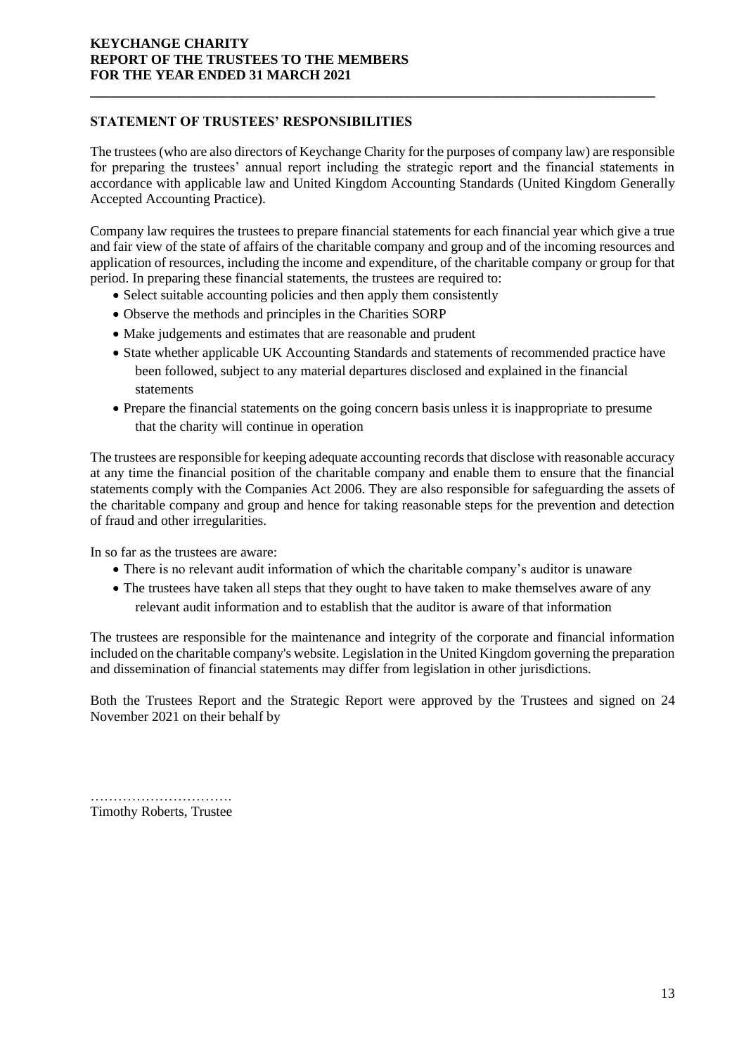## STATEMENT OF TRUSTEES' RESPONSIBILITIES

The trustees (who are also directors of Keychange Charity for the purposes of company law) are responsible for preparing the trustees' annual report including the strategic report and the financial statements in accordance with applicable law and United Kingdom Accounting Standards (United Kingdom Generally Accepted Accounting Practice).

Company law requires the trustees to prepare financial statements for each financial year which give a true and fair view of the state of affairs of the charitable company and group and of the incoming resources and application of resources, including the income and expenditure, of the charitable company or group for that period. In preparing these financial statements, the trustees are required to:

- Select suitable accounting policies and then apply them consistently
- Observe the methods and principles in the Charities SORP
- Make judgements and estimates that are reasonable and prudent
- State whether applicable UK Accounting Standards and statements of recommended practice have been followed, subject to any material departures disclosed and explained in the financial statements
- Prepare the financial statements on the going concern basis unless it is inappropriate to presume that the charity will continue in operation

The trustees are responsible for keeping adequate accounting records that disclose with reasonable accuracy at any time the financial position of the charitable company and enable them to ensure that the financial statements comply with the Companies Act 2006. They are also responsible for safeguarding the assets of the charitable company and group and hence for taking reasonable steps for the prevention and detection of fraud and other irregularities.

In so far as the trustees are aware:

- There is no relevant audit information of which the charitable company's auditor is unaware
- The trustees have taken all steps that they ought to have taken to make themselves aware of any relevant audit information and to establish that the auditor is aware of that information

The trustees are responsible for the maintenance and integrity of the corporate and financial information included on the charitable company's website. Legislation in the United Kingdom governing the preparation and dissemination of financial statements may differ from legislation in other jurisdictions.

Both the Trustees Report and the Strategic Report were approved by the Trustees and signed on 24 November 2021 on their behalf by

………………………….
Timothy Roberts, Trustee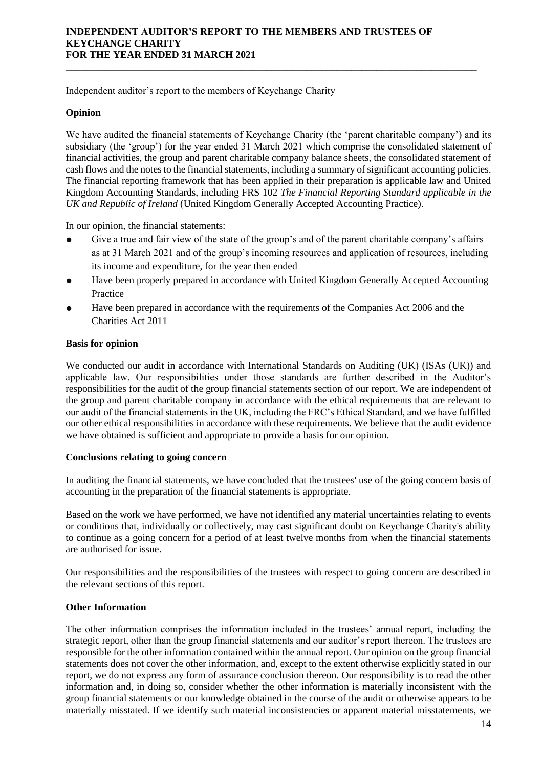# INDEPENDENT AUDITOR'S REPORT TO THE MEMBERS AND TRUSTEES OF KEYCHANGE CHARITY FOR THE YEAR ENDED 31 MARCH 2021

Independent auditor's report to the members of Keychange Charity

**Opinion**

We have audited the financial statements of Keychange Charity (the 'parent charitable company') and its subsidiary (the 'group') for the year ended 31 March 2021 which comprise the consolidated statement of financial activities, the group and parent charitable company balance sheets, the consolidated statement of cash flows and the notes to the financial statements, including a summary of significant accounting policies. The financial reporting framework that has been applied in their preparation is applicable law and United Kingdom Accounting Standards, including FRS 102 *The Financial Reporting Standard applicable in the UK and Republic of Ireland* (United Kingdom Generally Accepted Accounting Practice).

In our opinion, the financial statements:

- Give a true and fair view of the state of the group's and of the parent charitable company's affairs as at 31 March 2021 and of the group's incoming resources and application of resources, including its income and expenditure, for the year then ended
- Have been properly prepared in accordance with United Kingdom Generally Accepted Accounting Practice
- Have been prepared in accordance with the requirements of the Companies Act 2006 and the Charities Act 2011

**Basis for opinion**

We conducted our audit in accordance with International Standards on Auditing (UK) (ISAs (UK)) and applicable law. Our responsibilities under those standards are further described in the Auditor's responsibilities for the audit of the group financial statements section of our report. We are independent of the group and parent charitable company in accordance with the ethical requirements that are relevant to our audit of the financial statements in the UK, including the FRC's Ethical Standard, and we have fulfilled our other ethical responsibilities in accordance with these requirements. We believe that the audit evidence we have obtained is sufficient and appropriate to provide a basis for our opinion.

**Conclusions relating to going concern**

In auditing the financial statements, we have concluded that the trustees' use of the going concern basis of accounting in the preparation of the financial statements is appropriate.

Based on the work we have performed, we have not identified any material uncertainties relating to events or conditions that, individually or collectively, may cast significant doubt on Keychange Charity's ability to continue as a going concern for a period of at least twelve months from when the financial statements are authorised for issue.

Our responsibilities and the responsibilities of the trustees with respect to going concern are described in the relevant sections of this report.

**Other Information**

The other information comprises the information included in the trustees' annual report, including the strategic report, other than the group financial statements and our auditor's report thereon. The trustees are responsible for the other information contained within the annual report. Our opinion on the group financial statements does not cover the other information, and, except to the extent otherwise explicitly stated in our report, we do not express any form of assurance conclusion thereon. Our responsibility is to read the other information and, in doing so, consider whether the other information is materially inconsistent with the group financial statements or our knowledge obtained in the course of the audit or otherwise appears to be materially misstated. If we identify such material inconsistencies or apparent material misstatements, we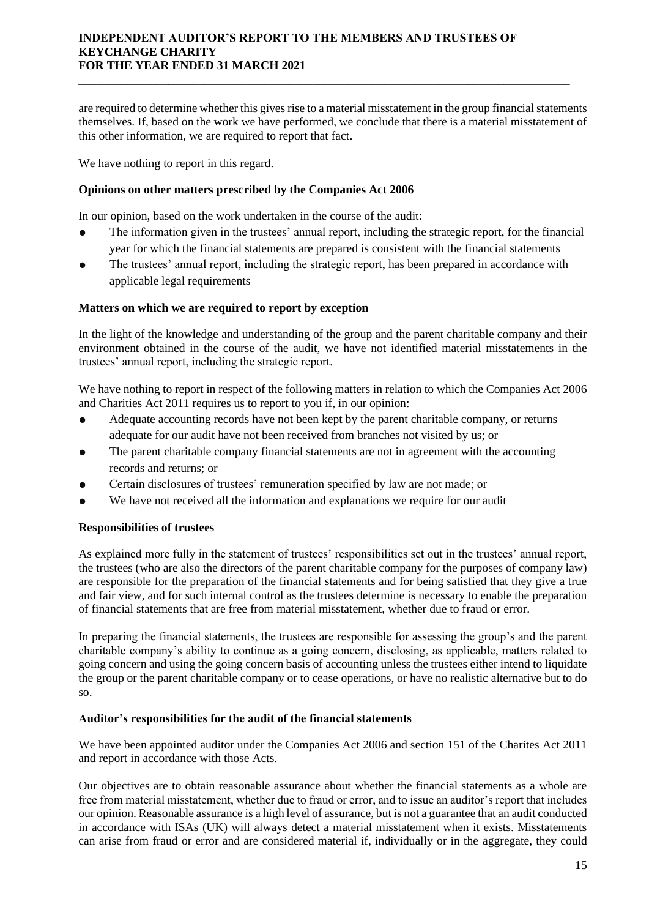are required to determine whether this gives rise to a material misstatement in the group financial statements themselves. If, based on the work we have performed, we conclude that there is a material misstatement of this other information, we are required to report that fact.

We have nothing to report in this regard.

**Opinions on other matters prescribed by the Companies Act 2006**

In our opinion, based on the work undertaken in the course of the audit:

- The information given in the trustees' annual report, including the strategic report, for the financial year for which the financial statements are prepared is consistent with the financial statements
- The trustees' annual report, including the strategic report, has been prepared in accordance with applicable legal requirements

**Matters on which we are required to report by exception**

In the light of the knowledge and understanding of the group and the parent charitable company and their environment obtained in the course of the audit, we have not identified material misstatements in the trustees' annual report, including the strategic report.

We have nothing to report in respect of the following matters in relation to which the Companies Act 2006 and Charities Act 2011 requires us to report to you if, in our opinion:

- Adequate accounting records have not been kept by the parent charitable company, or returns adequate for our audit have not been received from branches not visited by us; or
- The parent charitable company financial statements are not in agreement with the accounting records and returns; or
- Certain disclosures of trustees' remuneration specified by law are not made; or
- We have not received all the information and explanations we require for our audit

**Responsibilities of trustees**

As explained more fully in the statement of trustees' responsibilities set out in the trustees' annual report, the trustees (who are also the directors of the parent charitable company for the purposes of company law) are responsible for the preparation of the financial statements and for being satisfied that they give a true and fair view, and for such internal control as the trustees determine is necessary to enable the preparation of financial statements that are free from material misstatement, whether due to fraud or error.

In preparing the financial statements, the trustees are responsible for assessing the group's and the parent charitable company's ability to continue as a going concern, disclosing, as applicable, matters related to going concern and using the going concern basis of accounting unless the trustees either intend to liquidate the group or the parent charitable company or to cease operations, or have no realistic alternative but to do so.

**Auditor's responsibilities for the audit of the financial statements**

We have been appointed auditor under the Companies Act 2006 and section 151 of the Charites Act 2011 and report in accordance with those Acts.

Our objectives are to obtain reasonable assurance about whether the financial statements as a whole are free from material misstatement, whether due to fraud or error, and to issue an auditor's report that includes our opinion. Reasonable assurance is a high level of assurance, but is not a guarantee that an audit conducted in accordance with ISAs (UK) will always detect a material misstatement when it exists. Misstatements can arise from fraud or error and are considered material if, individually or in the aggregate, they could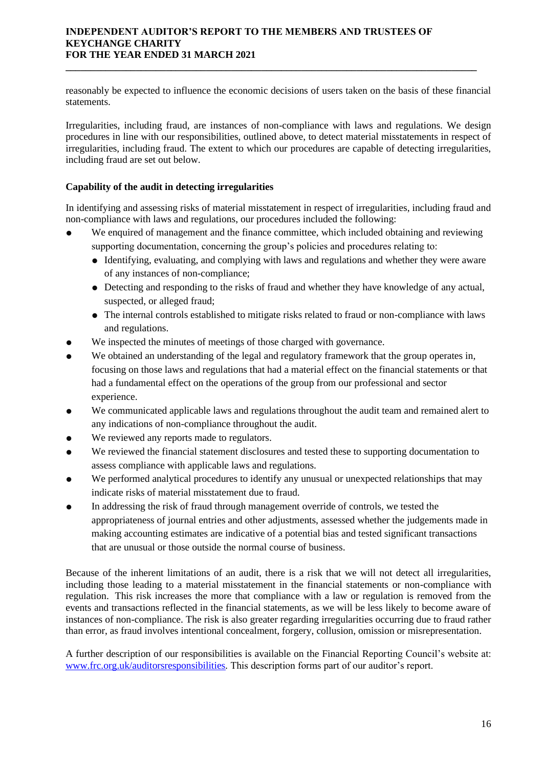reasonably be expected to influence the economic decisions of users taken on the basis of these financial statements.

Irregularities, including fraud, are instances of non-compliance with laws and regulations. We design procedures in line with our responsibilities, outlined above, to detect material misstatements in respect of irregularities, including fraud. The extent to which our procedures are capable of detecting irregularities, including fraud are set out below.

**Capability of the audit in detecting irregularities**

In identifying and assessing risks of material misstatement in respect of irregularities, including fraud and non-compliance with laws and regulations, our procedures included the following:

- We enquired of management and the finance committee, which included obtaining and reviewing supporting documentation, concerning the group's policies and procedures relating to:
  - Identifying, evaluating, and complying with laws and regulations and whether they were aware of any instances of non-compliance;
  - Detecting and responding to the risks of fraud and whether they have knowledge of any actual, suspected, or alleged fraud;
  - The internal controls established to mitigate risks related to fraud or non-compliance with laws and regulations.
- We inspected the minutes of meetings of those charged with governance.
- We obtained an understanding of the legal and regulatory framework that the group operates in, focusing on those laws and regulations that had a material effect on the financial statements or that had a fundamental effect on the operations of the group from our professional and sector experience.
- We communicated applicable laws and regulations throughout the audit team and remained alert to any indications of non-compliance throughout the audit.
- We reviewed any reports made to regulators.
- We reviewed the financial statement disclosures and tested these to supporting documentation to assess compliance with applicable laws and regulations.
- We performed analytical procedures to identify any unusual or unexpected relationships that may indicate risks of material misstatement due to fraud.
- In addressing the risk of fraud through management override of controls, we tested the appropriateness of journal entries and other adjustments, assessed whether the judgements made in making accounting estimates are indicative of a potential bias and tested significant transactions that are unusual or those outside the normal course of business.

Because of the inherent limitations of an audit, there is a risk that we will not detect all irregularities, including those leading to a material misstatement in the financial statements or non-compliance with regulation. This risk increases the more that compliance with a law or regulation is removed from the events and transactions reflected in the financial statements, as we will be less likely to become aware of instances of non-compliance. The risk is also greater regarding irregularities occurring due to fraud rather than error, as fraud involves intentional concealment, forgery, collusion, omission or misrepresentation.

A further description of our responsibilities is available on the Financial Reporting Council's website at: [www.frc.org.uk/auditorsresponsibilities](http://www.frc.org.uk/auditorsresponsibilities). This description forms part of our auditor's report.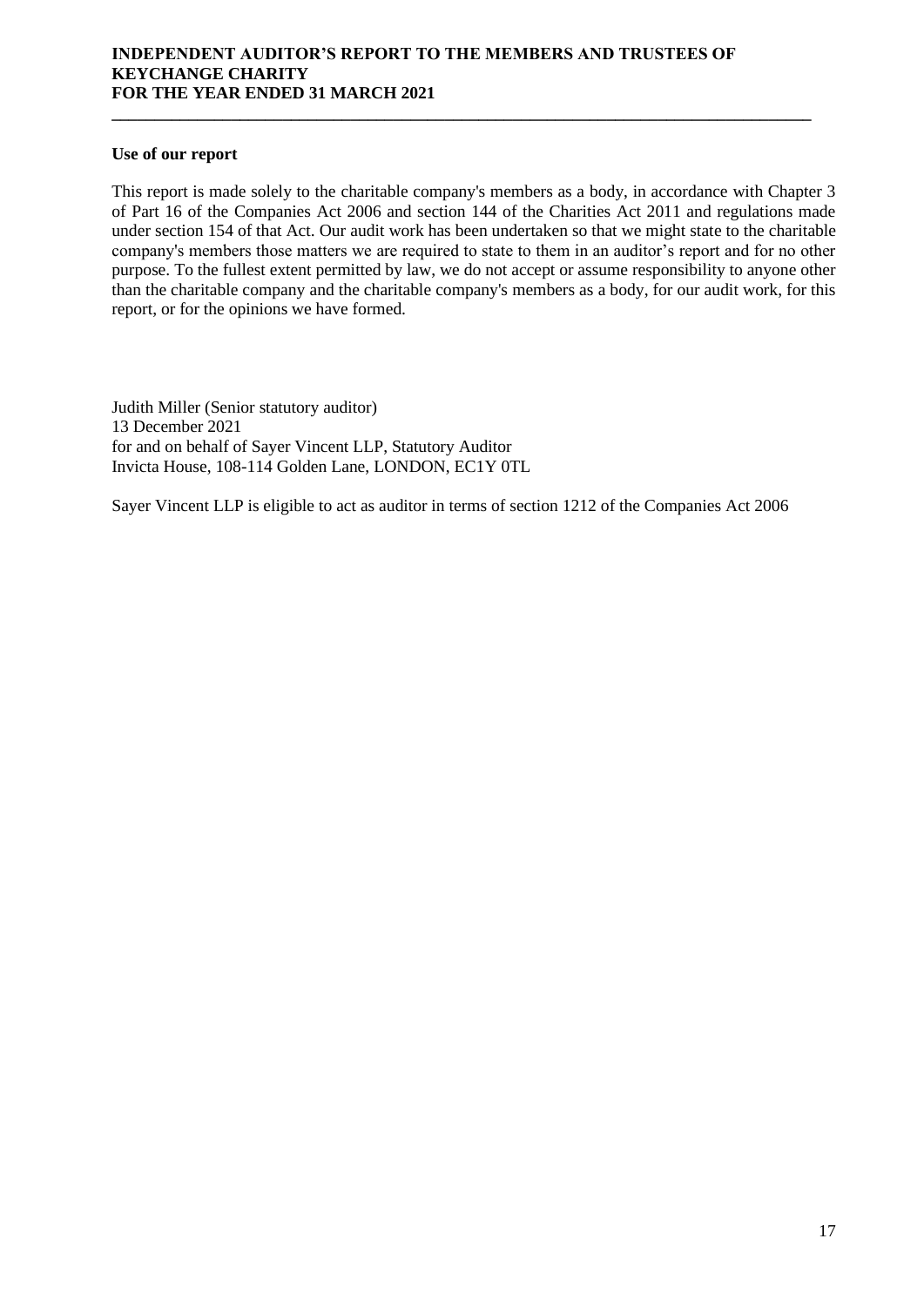### Use of our report

This report is made solely to the charitable company's members as a body, in accordance with Chapter 3 of Part 16 of the Companies Act 2006 and section 144 of the Charities Act 2011 and regulations made under section 154 of that Act. Our audit work has been undertaken so that we might state to the charitable company's members those matters we are required to state to them in an auditor's report and for no other purpose. To the fullest extent permitted by law, we do not accept or assume responsibility to anyone other than the charitable company and the charitable company's members as a body, for our audit work, for this report, or for the opinions we have formed.

Judith Miller (Senior statutory auditor)
13 December 2021
for and on behalf of Sayer Vincent LLP, Statutory Auditor
Invicta House, 108-114 Golden Lane, LONDON, EC1Y 0TL

Sayer Vincent LLP is eligible to act as auditor in terms of section 1212 of the Companies Act 2006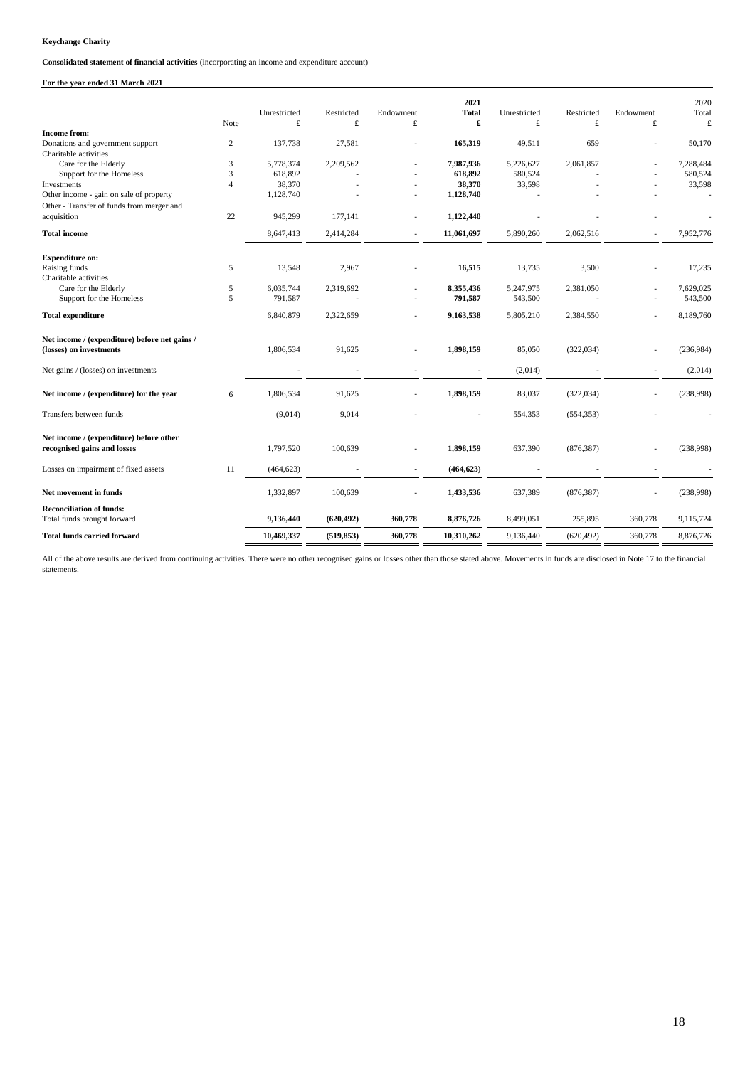**Keychange Charity**

**Consolidated statement of financial activities** (incorporating an income and expenditure account)

**For the year ended 31 March 2021**

| | Note | Unrestricted £ | Restricted £ | Endowment £ | **2021 Total £** | Unrestricted £ | Restricted £ | Endowment £ | 2020 Total £ |
|---|---|---|---|---|---|---|---|---|---|
| **Income from:** | | | | | | | | | |
| Donations and government support | 2 | 137,738 | 27,581 | - | **165,319** | 49,511 | 659 | - | 50,170 |
| Charitable activities | | | | | | | | | |
| Care for the Elderly | 3 | 5,778,374 | 2,209,562 | - | **7,987,936** | 5,226,627 | 2,061,857 | - | 7,288,484 |
| Support for the Homeless | 3 | 618,892 | - | - | **618,892** | 580,524 | - | - | 580,524 |
| Investments | 4 | 38,370 | - | - | **38,370** | 33,598 | - | - | 33,598 |
| Other income - gain on sale of property | | 1,128,740 | - | - | **1,128,740** | - | - | - | - |
| Other - Transfer of funds from merger and acquisition | 22 | 945,299 | 177,141 | - | **1,122,440** | - | - | - | - |
| **Total income** | | 8,647,413 | 2,414,284 | - | **11,061,697** | 5,890,260 | 2,062,516 | - | 7,952,776 |
| **Expenditure on:** | | | | | | | | | |
| Raising funds | 5 | 13,548 | 2,967 | - | **16,515** | 13,735 | 3,500 | - | 17,235 |
| Charitable activities | | | | | | | | | |
| Care for the Elderly | 5 | 6,035,744 | 2,319,692 | - | **8,355,436** | 5,247,975 | 2,381,050 | - | 7,629,025 |
| Support for the Homeless | 5 | 791,587 | - | - | **791,587** | 543,500 | - | - | 543,500 |
| **Total expenditure** | | 6,840,879 | 2,322,659 | - | **9,163,538** | 5,805,210 | 2,384,550 | - | 8,189,760 |
| **Net income / (expenditure) before net gains / (losses) on investments** | | 1,806,534 | 91,625 | - | **1,898,159** | 85,050 | (322,034) | - | (236,984) |
| Net gains / (losses) on investments | | - | - | - | - | (2,014) | - | - | (2,014) |
| **Net income / (expenditure) for the year** | 6 | 1,806,534 | 91,625 | - | **1,898,159** | 83,037 | (322,034) | - | (238,998) |
| Transfers between funds | | (9,014) | 9,014 | - | - | 554,353 | (554,353) | - | - |
| **Net income / (expenditure) before other recognised gains and losses** | | 1,797,520 | 100,639 | - | **1,898,159** | 637,390 | (876,387) | - | (238,998) |
| Losses on impairment of fixed assets | 11 | (464,623) | - | - | **(464,623)** | - | - | - | - |
| **Net movement in funds** | | 1,332,897 | 100,639 | - | **1,433,536** | 637,389 | (876,387) | - | (238,998) |
| **Reconciliation of funds:** | | | | | | | | | |
| Total funds brought forward | | **9,136,440** | **(620,492)** | **360,778** | **8,876,726** | 8,499,051 | 255,895 | 360,778 | 9,115,724 |
| **Total funds carried forward** | | **10,469,337** | **(519,853)** | **360,778** | **10,310,262** | 9,136,440 | (620,492) | 360,778 | 8,876,726 |

All of the above results are derived from continuing activities. There were no other recognised gains or losses other than those stated above. Movements in funds are disclosed in Note 17 to the financial statements.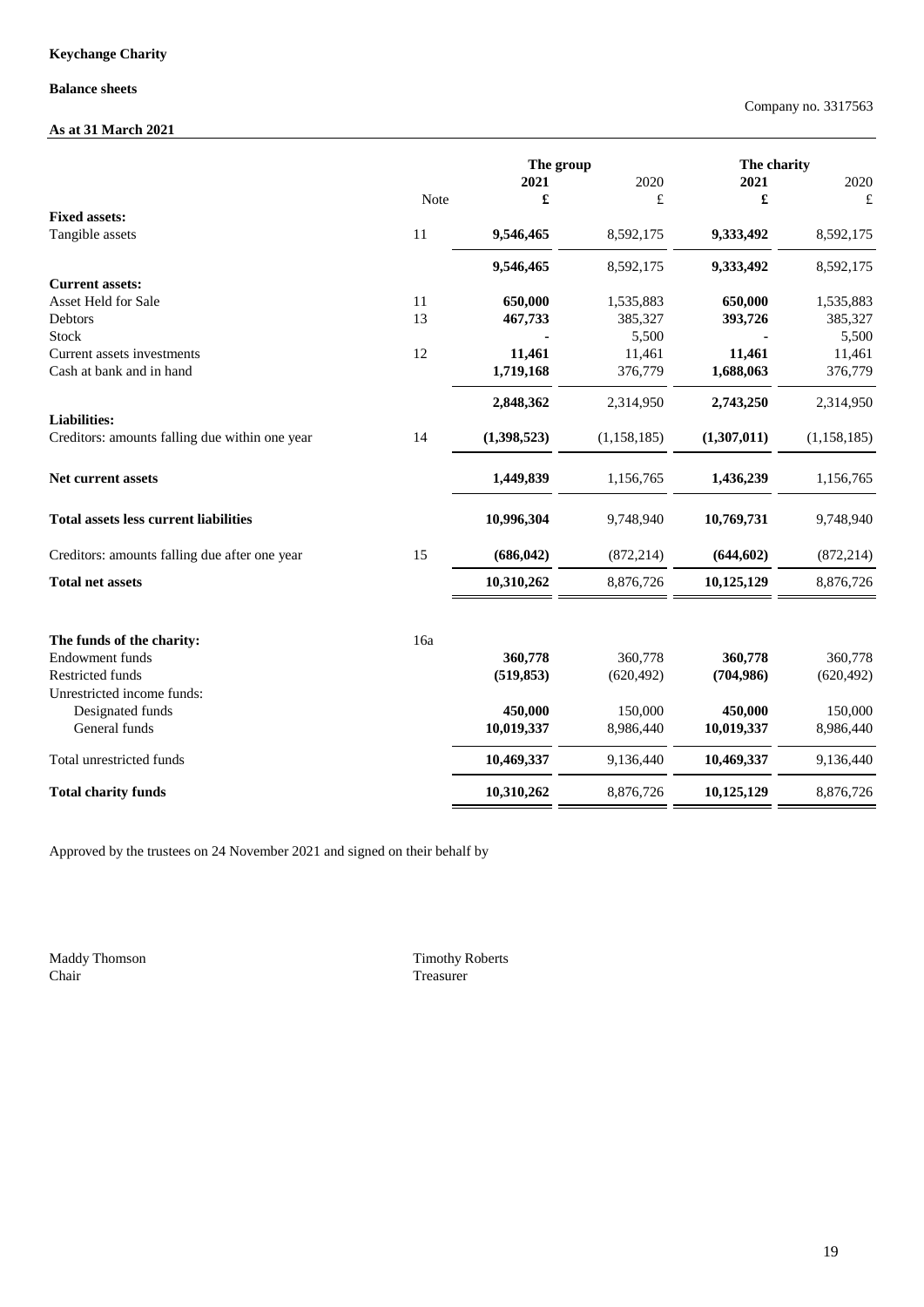**Keychange Charity**

**Balance sheets**

Company no. 3317563

**As at 31 March 2021**

| | | The group | | The charity | |
|---|---|---|---|---|---|
| | | **2021** | 2020 | **2021** | 2020 |
| | Note | **£** | £ | **£** | £ |
| **Fixed assets:** | | | | | |
| Tangible assets | 11 | **9,546,465** | 8,592,175 | **9,333,492** | 8,592,175 |
| | | **9,546,465** | 8,592,175 | **9,333,492** | 8,592,175 |
| **Current assets:** | | | | | |
| Asset Held for Sale | 11 | **650,000** | 1,535,883 | **650,000** | 1,535,883 |
| Debtors | 13 | **467,733** | 385,327 | **393,726** | 385,327 |
| Stock | | **-** | 5,500 | **-** | 5,500 |
| Current assets investments | 12 | **11,461** | 11,461 | **11,461** | 11,461 |
| Cash at bank and in hand | | **1,719,168** | 376,779 | **1,688,063** | 376,779 |
| | | **2,848,362** | 2,314,950 | **2,743,250** | 2,314,950 |
| **Liabilities:** | | | | | |
| Creditors: amounts falling due within one year | 14 | **(1,398,523)** | (1,158,185) | **(1,307,011)** | (1,158,185) |
| **Net current assets** | | **1,449,839** | 1,156,765 | **1,436,239** | 1,156,765 |
| **Total assets less current liabilities** | | **10,996,304** | 9,748,940 | **10,769,731** | 9,748,940 |
| Creditors: amounts falling due after one year | 15 | **(686,042)** | (872,214) | **(644,602)** | (872,214) |
| **Total net assets** | | **10,310,262** | 8,876,726 | **10,125,129** | 8,876,726 |
| | | | | | |
| **The funds of the charity:** | 16a | | | | |
| Endowment funds | | **360,778** | 360,778 | **360,778** | 360,778 |
| Restricted funds | | **(519,853)** | (620,492) | **(704,986)** | (620,492) |
| Unrestricted income funds: | | | | | |
| Designated funds | | **450,000** | 150,000 | **450,000** | 150,000 |
| General funds | | **10,019,337** | 8,986,440 | **10,019,337** | 8,986,440 |
| Total unrestricted funds | | **10,469,337** | 9,136,440 | **10,469,337** | 9,136,440 |
| **Total charity funds** | | **10,310,262** | 8,876,726 | **10,125,129** | 8,876,726 |

Approved by the trustees on 24 November 2021 and signed on their behalf by

Maddy Thomson
Chair

Timothy Roberts
Treasurer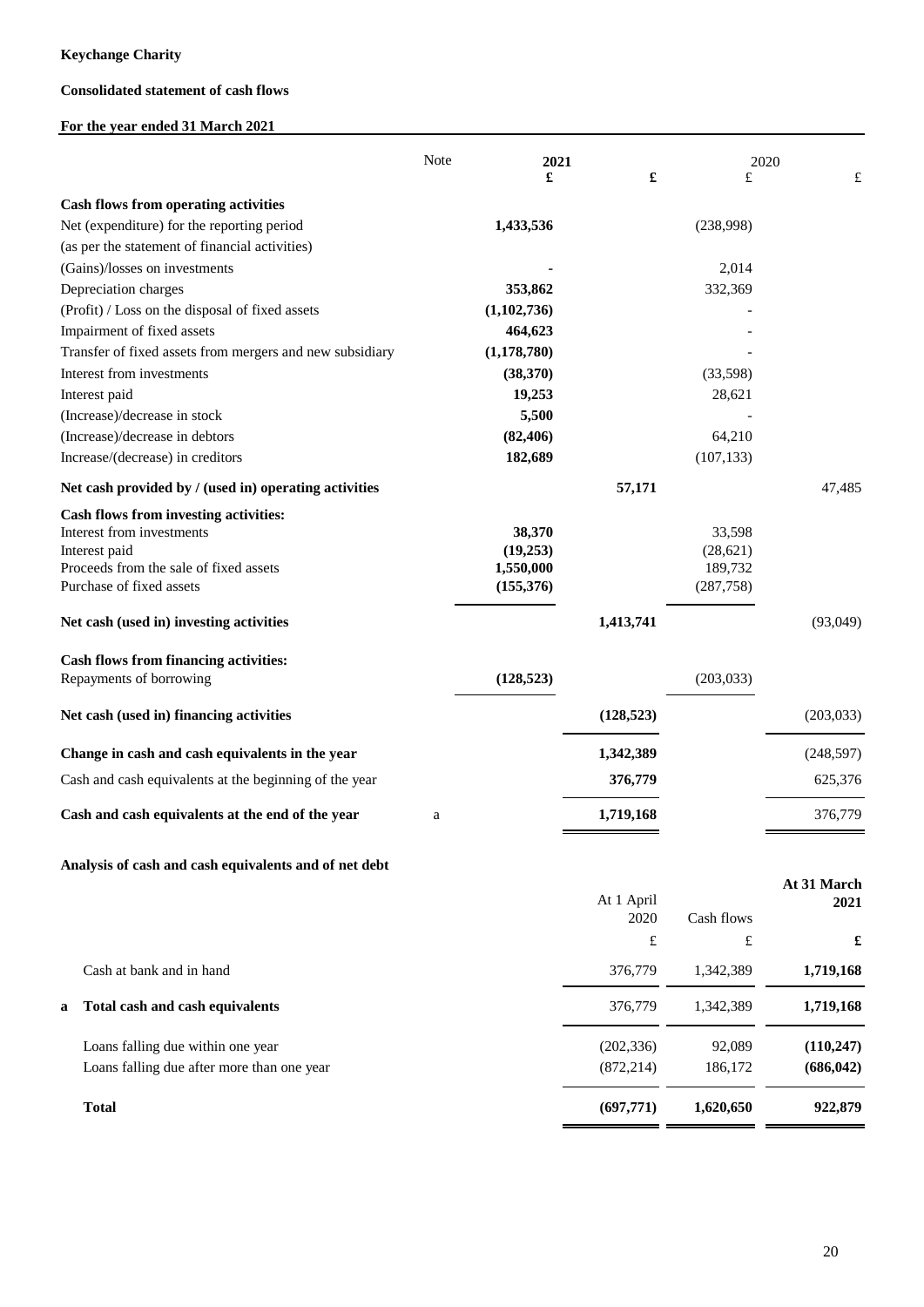**Keychange Charity**

**Consolidated statement of cash flows**

**For the year ended 31 March 2021**

| | Note | 2021 £ | £ | 2020 £ | £ |
|---|---|---|---|---|---|
| **Cash flows from operating activities** | | | | | |
| Net (expenditure) for the reporting period | | **1,433,536** | | (238,998) | |
| (as per the statement of financial activities) | | | | | |
| (Gains)/losses on investments | | **-** | | 2,014 | |
| Depreciation charges | | **353,862** | | 332,369 | |
| (Profit) / Loss on the disposal of fixed assets | | **(1,102,736)** | | - | |
| Impairment of fixed assets | | **464,623** | | - | |
| Transfer of fixed assets from mergers and new subsidiary | | **(1,178,780)** | | - | |
| Interest from investments | | **(38,370)** | | (33,598) | |
| Interest paid | | **19,253** | | 28,621 | |
| (Increase)/decrease in stock | | **5,500** | | - | |
| (Increase)/decrease in debtors | | **(82,406)** | | 64,210 | |
| Increase/(decrease) in creditors | | **182,689** | | (107,133) | |
| **Net cash provided by / (used in) operating activities** | | | **57,171** | | 47,485 |
| **Cash flows from investing activities:** | | | | | |
| Interest from investments | | **38,370** | | 33,598 | |
| Interest paid | | **(19,253)** | | (28,621) | |
| Proceeds from the sale of fixed assets | | **1,550,000** | | 189,732 | |
| Purchase of fixed assets | | **(155,376)** | | (287,758) | |
| **Net cash (used in) investing activities** | | | **1,413,741** | | (93,049) |
| **Cash flows from financing activities:** | | | | | |
| Repayments of borrowing | | **(128,523)** | | (203,033) | |
| **Net cash (used in) financing activities** | | | **(128,523)** | | (203,033) |
| **Change in cash and cash equivalents in the year** | | | **1,342,389** | | (248,597) |
| Cash and cash equivalents at the beginning of the year | | | **376,779** | | 625,376 |
| **Cash and cash equivalents at the end of the year** | a | | **1,719,168** | | 376,779 |

**Analysis of cash and cash equivalents and of net debt**

| | | At 1 April 2020 £ | Cash flows £ | **At 31 March 2021 £** |
|---|---|---|---|---|
| | Cash at bank and in hand | 376,779 | 1,342,389 | **1,719,168** |
| **a** | **Total cash and cash equivalents** | 376,779 | 1,342,389 | **1,719,168** |
| | Loans falling due within one year | (202,336) | 92,089 | **(110,247)** |
| | Loans falling due after more than one year | (872,214) | 186,172 | **(686,042)** |
| | **Total** | **(697,771)** | **1,620,650** | **922,879** |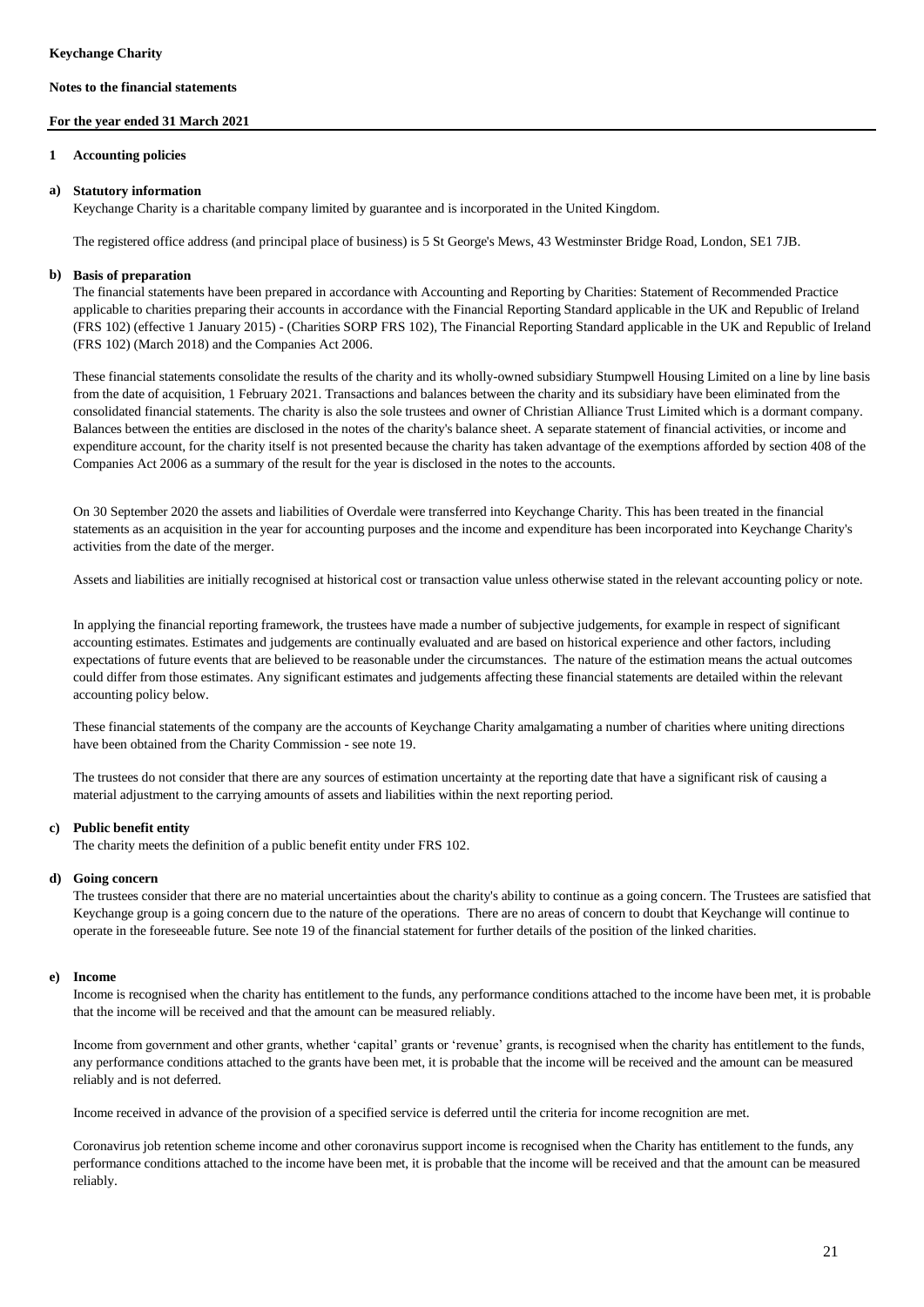**Keychange Charity**

**Notes to the financial statements**

**For the year ended 31 March 2021**

## 1 Accounting policies

### a) Statutory information

Keychange Charity is a charitable company limited by guarantee and is incorporated in the United Kingdom.

The registered office address (and principal place of business) is 5 St George's Mews, 43 Westminster Bridge Road, London, SE1 7JB.

### b) Basis of preparation

The financial statements have been prepared in accordance with Accounting and Reporting by Charities: Statement of Recommended Practice applicable to charities preparing their accounts in accordance with the Financial Reporting Standard applicable in the UK and Republic of Ireland (FRS 102) (effective 1 January 2015) - (Charities SORP FRS 102), The Financial Reporting Standard applicable in the UK and Republic of Ireland (FRS 102) (March 2018) and the Companies Act 2006.

These financial statements consolidate the results of the charity and its wholly-owned subsidiary Stumpwell Housing Limited on a line by line basis from the date of acquisition, 1 February 2021. Transactions and balances between the charity and its subsidiary have been eliminated from the consolidated financial statements. The charity is also the sole trustees and owner of Christian Alliance Trust Limited which is a dormant company. Balances between the entities are disclosed in the notes of the charity's balance sheet. A separate statement of financial activities, or income and expenditure account, for the charity itself is not presented because the charity has taken advantage of the exemptions afforded by section 408 of the Companies Act 2006 as a summary of the result for the year is disclosed in the notes to the accounts.

On 30 September 2020 the assets and liabilities of Overdale were transferred into Keychange Charity. This has been treated in the financial statements as an acquisition in the year for accounting purposes and the income and expenditure has been incorporated into Keychange Charity's activities from the date of the merger.

Assets and liabilities are initially recognised at historical cost or transaction value unless otherwise stated in the relevant accounting policy or note.

In applying the financial reporting framework, the trustees have made a number of subjective judgements, for example in respect of significant accounting estimates. Estimates and judgements are continually evaluated and are based on historical experience and other factors, including expectations of future events that are believed to be reasonable under the circumstances. The nature of the estimation means the actual outcomes could differ from those estimates. Any significant estimates and judgements affecting these financial statements are detailed within the relevant accounting policy below.

These financial statements of the company are the accounts of Keychange Charity amalgamating a number of charities where uniting directions have been obtained from the Charity Commission - see note 19.

The trustees do not consider that there are any sources of estimation uncertainty at the reporting date that have a significant risk of causing a material adjustment to the carrying amounts of assets and liabilities within the next reporting period.

### c) Public benefit entity

The charity meets the definition of a public benefit entity under FRS 102.

### d) Going concern

The trustees consider that there are no material uncertainties about the charity's ability to continue as a going concern. The Trustees are satisfied that Keychange group is a going concern due to the nature of the operations. There are no areas of concern to doubt that Keychange will continue to operate in the foreseeable future. See note 19 of the financial statement for further details of the position of the linked charities.

### e) Income

Income is recognised when the charity has entitlement to the funds, any performance conditions attached to the income have been met, it is probable that the income will be received and that the amount can be measured reliably.

Income from government and other grants, whether 'capital' grants or 'revenue' grants, is recognised when the charity has entitlement to the funds, any performance conditions attached to the grants have been met, it is probable that the income will be received and the amount can be measured reliably and is not deferred.

Income received in advance of the provision of a specified service is deferred until the criteria for income recognition are met.

Coronavirus job retention scheme income and other coronavirus support income is recognised when the Charity has entitlement to the funds, any performance conditions attached to the income have been met, it is probable that the income will be received and that the amount can be measured reliably.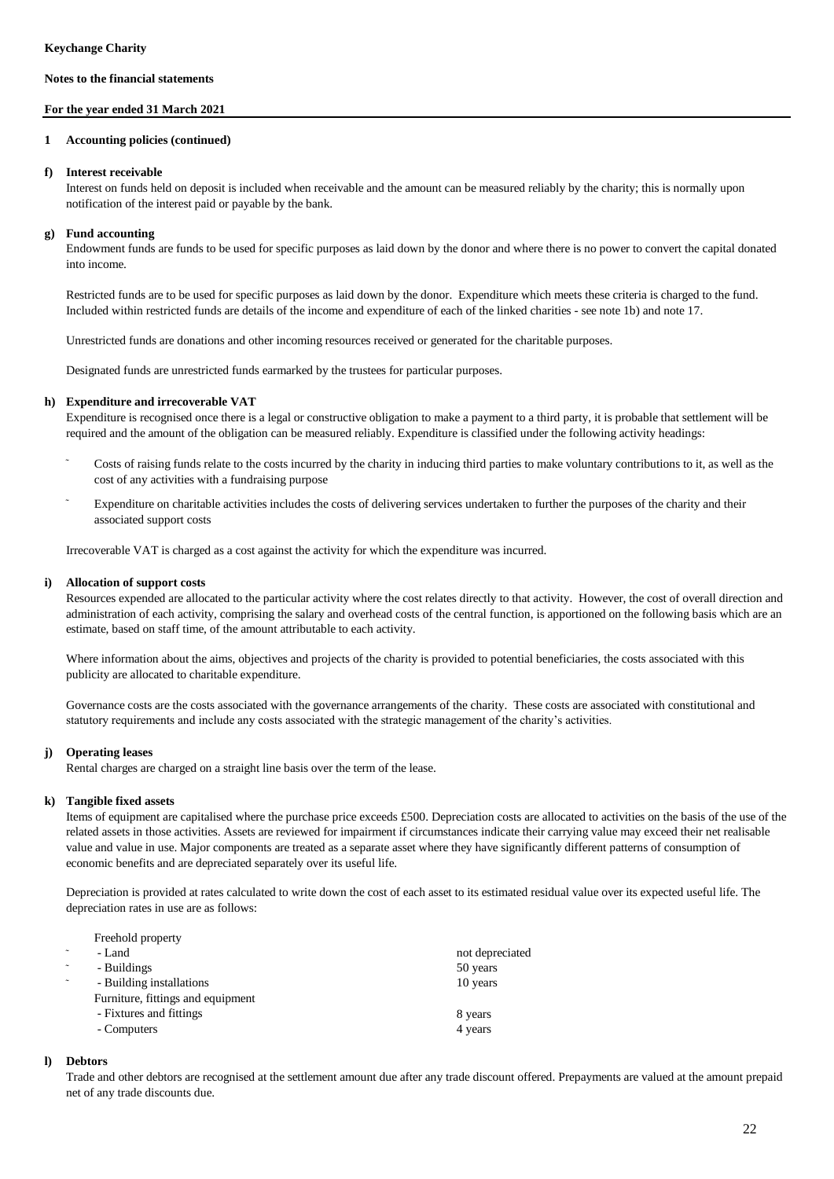**Keychange Charity**

**Notes to the financial statements**

**For the year ended 31 March 2021**

**1 Accounting policies (continued)**

**f) Interest receivable**

Interest on funds held on deposit is included when receivable and the amount can be measured reliably by the charity; this is normally upon notification of the interest paid or payable by the bank.

**g) Fund accounting**

Endowment funds are funds to be used for specific purposes as laid down by the donor and where there is no power to convert the capital donated into income.

Restricted funds are to be used for specific purposes as laid down by the donor. Expenditure which meets these criteria is charged to the fund. Included within restricted funds are details of the income and expenditure of each of the linked charities - see note 1b) and note 17.

Unrestricted funds are donations and other incoming resources received or generated for the charitable purposes.

Designated funds are unrestricted funds earmarked by the trustees for particular purposes.

**h) Expenditure and irrecoverable VAT**

Expenditure is recognised once there is a legal or constructive obligation to make a payment to a third party, it is probable that settlement will be required and the amount of the obligation can be measured reliably. Expenditure is classified under the following activity headings:

- Costs of raising funds relate to the costs incurred by the charity in inducing third parties to make voluntary contributions to it, as well as the cost of any activities with a fundraising purpose
- Expenditure on charitable activities includes the costs of delivering services undertaken to further the purposes of the charity and their associated support costs

Irrecoverable VAT is charged as a cost against the activity for which the expenditure was incurred.

**i) Allocation of support costs**

Resources expended are allocated to the particular activity where the cost relates directly to that activity. However, the cost of overall direction and administration of each activity, comprising the salary and overhead costs of the central function, is apportioned on the following basis which are an estimate, based on staff time, of the amount attributable to each activity.

Where information about the aims, objectives and projects of the charity is provided to potential beneficiaries, the costs associated with this publicity are allocated to charitable expenditure.

Governance costs are the costs associated with the governance arrangements of the charity. These costs are associated with constitutional and statutory requirements and include any costs associated with the strategic management of the charity's activities.

**j) Operating leases**

Rental charges are charged on a straight line basis over the term of the lease.

**k) Tangible fixed assets**

Items of equipment are capitalised where the purchase price exceeds £500. Depreciation costs are allocated to activities on the basis of the use of the related assets in those activities. Assets are reviewed for impairment if circumstances indicate their carrying value may exceed their net realisable value and value in use. Major components are treated as a separate asset where they have significantly different patterns of consumption of economic benefits and are depreciated separately over its useful life.

Depreciation is provided at rates calculated to write down the cost of each asset to its estimated residual value over its expected useful life. The depreciation rates in use are as follows:

| | |
|---|---|
| Freehold property | |
| - Land | not depreciated |
| - Buildings | 50 years |
| - Building installations | 10 years |
| Furniture, fittings and equipment | |
| - Fixtures and fittings | 8 years |
| - Computers | 4 years |

**l) Debtors**

Trade and other debtors are recognised at the settlement amount due after any trade discount offered. Prepayments are valued at the amount prepaid net of any trade discounts due.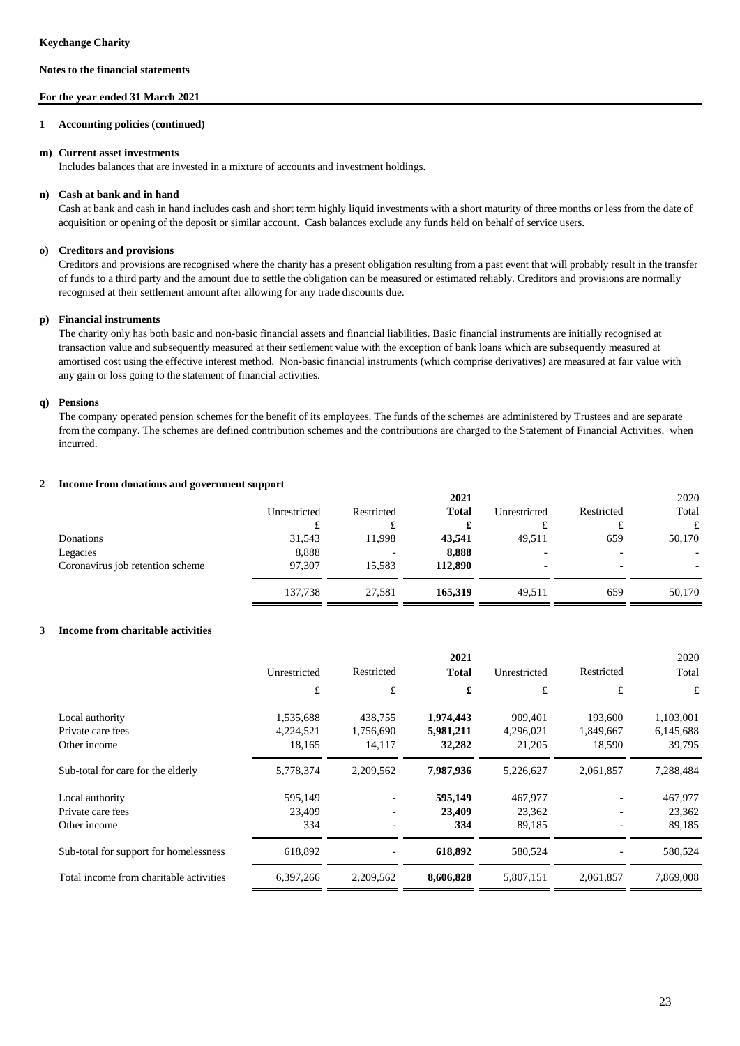**Keychange Charity**

**Notes to the financial statements**

**For the year ended 31 March 2021**

## 1 Accounting policies (continued)

### m) Current asset investments

Includes balances that are invested in a mixture of accounts and investment holdings.

### n) Cash at bank and in hand

Cash at bank and cash in hand includes cash and short term highly liquid investments with a short maturity of three months or less from the date of acquisition or opening of the deposit or similar account. Cash balances exclude any funds held on behalf of service users.

### o) Creditors and provisions

Creditors and provisions are recognised where the charity has a present obligation resulting from a past event that will probably result in the transfer of funds to a third party and the amount due to settle the obligation can be measured or estimated reliably. Creditors and provisions are normally recognised at their settlement amount after allowing for any trade discounts due.

### p) Financial instruments

The charity only has both basic and non-basic financial assets and financial liabilities. Basic financial instruments are initially recognised at transaction value and subsequently measured at their settlement value with the exception of bank loans which are subsequently measured at amortised cost using the effective interest method. Non-basic financial instruments (which comprise derivatives) are measured at fair value with any gain or loss going to the statement of financial activities.

### q) Pensions

The company operated pension schemes for the benefit of its employees. The funds of the schemes are administered by Trustees and are separate from the company. The schemes are defined contribution schemes and the contributions are charged to the Statement of Financial Activities. when incurred.

## 2 Income from donations and government support

| | Unrestricted | Restricted | **2021 Total** | Unrestricted | Restricted | 2020 Total |
|---|---|---|---|---|---|---|
| | £ | £ | **£** | £ | £ | £ |
| Donations | 31,543 | 11,998 | **43,541** | 49,511 | 659 | 50,170 |
| Legacies | 8,888 | - | **8,888** | - | - | - |
| Coronavirus job retention scheme | 97,307 | 15,583 | **112,890** | - | - | - |
| | 137,738 | 27,581 | **165,319** | 49,511 | 659 | 50,170 |

## 3 Income from charitable activities

| | Unrestricted | Restricted | **2021 Total** | Unrestricted | Restricted | 2020 Total |
|---|---|---|---|---|---|---|
| | £ | £ | **£** | £ | £ | £ |
| Local authority | 1,535,688 | 438,755 | **1,974,443** | 909,401 | 193,600 | 1,103,001 |
| Private care fees | 4,224,521 | 1,756,690 | **5,981,211** | 4,296,021 | 1,849,667 | 6,145,688 |
| Other income | 18,165 | 14,117 | **32,282** | 21,205 | 18,590 | 39,795 |
| Sub-total for care for the elderly | 5,778,374 | 2,209,562 | **7,987,936** | 5,226,627 | 2,061,857 | 7,288,484 |
| Local authority | 595,149 | - | **595,149** | 467,977 | - | 467,977 |
| Private care fees | 23,409 | - | **23,409** | 23,362 | - | 23,362 |
| Other income | 334 | - | **334** | 89,185 | - | 89,185 |
| Sub-total for support for homelessness | 618,892 | - | **618,892** | 580,524 | - | 580,524 |
| Total income from charitable activities | 6,397,266 | 2,209,562 | **8,606,828** | 5,807,151 | 2,061,857 | 7,869,008 |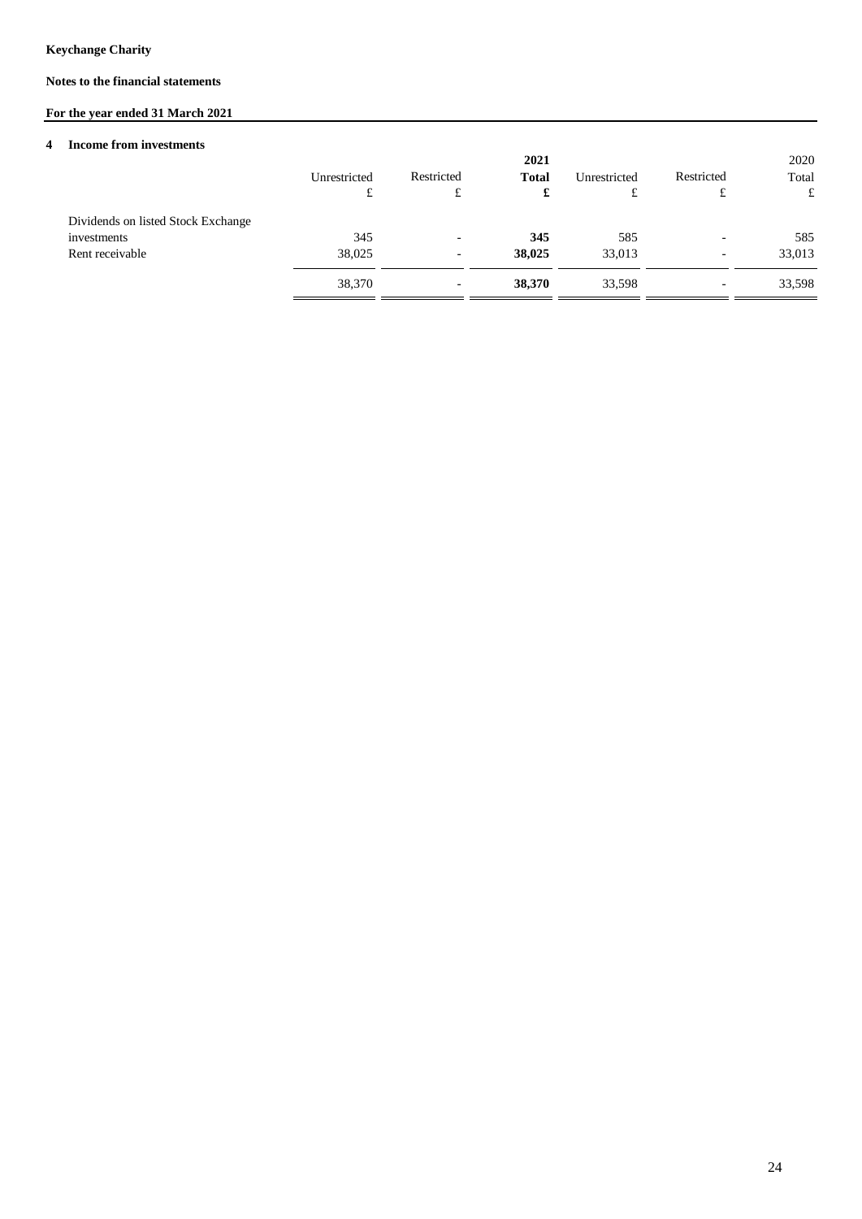**Keychange Charity**

**Notes to the financial statements**

**For the year ended 31 March 2021**

## 4 Income from investments

| | Unrestricted | Restricted | **2021 Total** | Unrestricted | Restricted | 2020 Total |
|---|---|---|---|---|---|---|
| | £ | £ | **£** | £ | £ | £ |
| Dividends on listed Stock Exchange investments | 345 | - | **345** | 585 | - | 585 |
| Rent receivable | 38,025 | - | **38,025** | 33,013 | - | 33,013 |
| | 38,370 | - | **38,370** | 33,598 | - | 33,598 |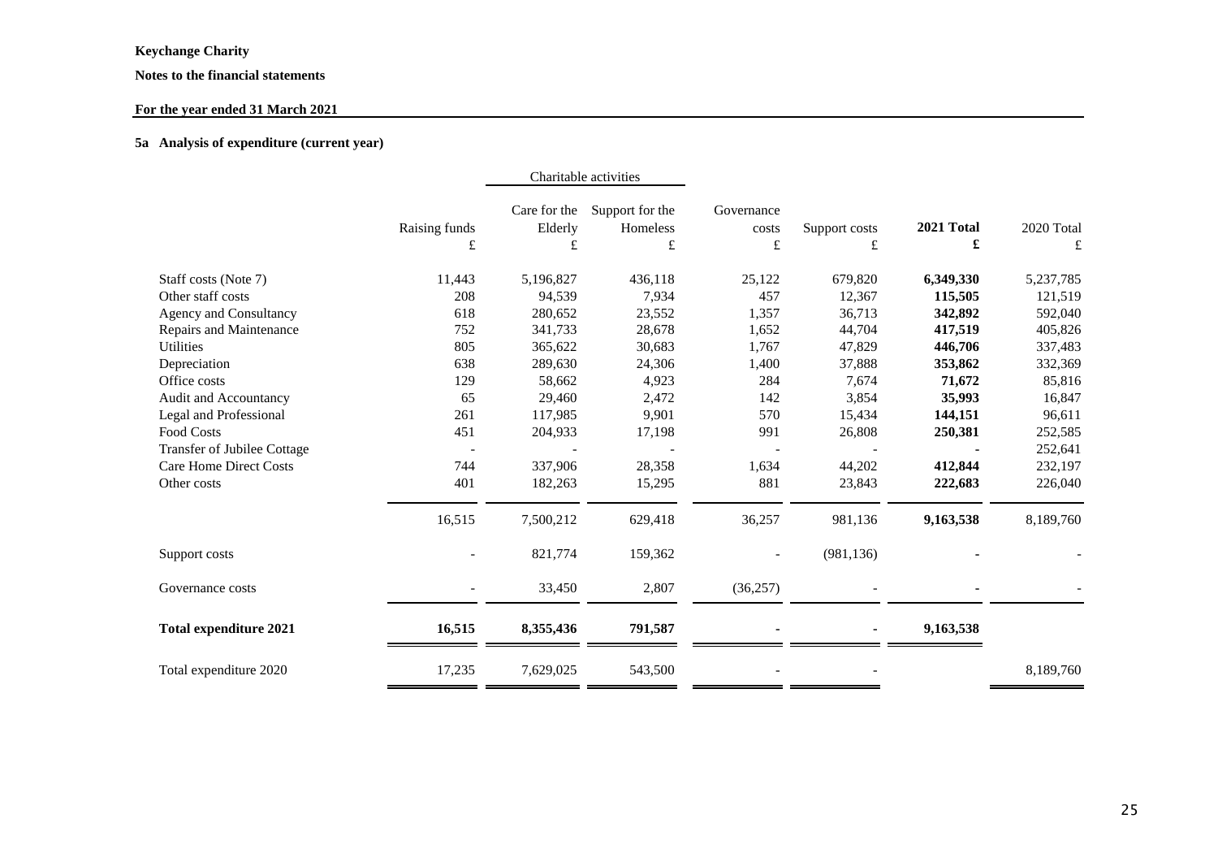**Keychange Charity**

**Notes to the financial statements**

**For the year ended 31 March 2021**

### 5a Analysis of expenditure (current year)

| | | Charitable activities | | | | | |
|---|---|---|---|---|---|---|---|
| | Raising funds | Care for the Elderly | Support for the Homeless | Governance costs | Support costs | **2021 Total** | 2020 Total |
| | £ | £ | £ | £ | £ | **£** | £ |
| Staff costs (Note 7) | 11,443 | 5,196,827 | 436,118 | 25,122 | 679,820 | **6,349,330** | 5,237,785 |
| Other staff costs | 208 | 94,539 | 7,934 | 457 | 12,367 | **115,505** | 121,519 |
| Agency and Consultancy | 618 | 280,652 | 23,552 | 1,357 | 36,713 | **342,892** | 592,040 |
| Repairs and Maintenance | 752 | 341,733 | 28,678 | 1,652 | 44,704 | **417,519** | 405,826 |
| Utilities | 805 | 365,622 | 30,683 | 1,767 | 47,829 | **446,706** | 337,483 |
| Depreciation | 638 | 289,630 | 24,306 | 1,400 | 37,888 | **353,862** | 332,369 |
| Office costs | 129 | 58,662 | 4,923 | 284 | 7,674 | **71,672** | 85,816 |
| Audit and Accountancy | 65 | 29,460 | 2,472 | 142 | 3,854 | **35,993** | 16,847 |
| Legal and Professional | 261 | 117,985 | 9,901 | 570 | 15,434 | **144,151** | 96,611 |
| Food Costs | 451 | 204,933 | 17,198 | 991 | 26,808 | **250,381** | 252,585 |
| Transfer of Jubilee Cottage | - | - | - | - | - | **-** | 252,641 |
| Care Home Direct Costs | 744 | 337,906 | 28,358 | 1,634 | 44,202 | **412,844** | 232,197 |
| Other costs | 401 | 182,263 | 15,295 | 881 | 23,843 | **222,683** | 226,040 |
| | 16,515 | 7,500,212 | 629,418 | 36,257 | 981,136 | **9,163,538** | 8,189,760 |
| Support costs | - | 821,774 | 159,362 | - | (981,136) | **-** | - |
| Governance costs | - | 33,450 | 2,807 | (36,257) | - | **-** | - |
| **Total expenditure 2021** | **16,515** | **8,355,436** | **791,587** | **-** | **-** | **9,163,538** | |
| Total expenditure 2020 | 17,235 | 7,629,025 | 543,500 | - | - | | 8,189,760 |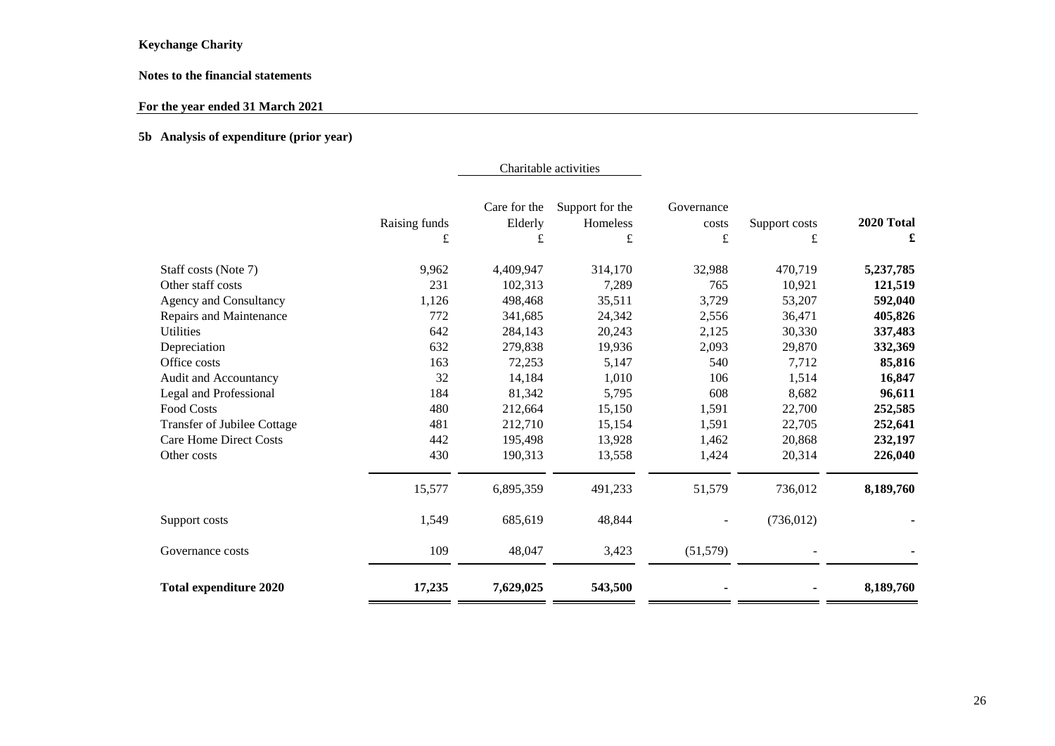**Keychange Charity**

**Notes to the financial statements**

**For the year ended 31 March 2021**

### 5b Analysis of expenditure (prior year)

| | Raising funds | Charitable activities: Care for the Elderly | Charitable activities: Support for the Homeless | Governance costs | Support costs | **2020 Total** |
|---|---|---|---|---|---|---|
| | £ | £ | £ | £ | £ | **£** |
| Staff costs (Note 7) | 9,962 | 4,409,947 | 314,170 | 32,988 | 470,719 | **5,237,785** |
| Other staff costs | 231 | 102,313 | 7,289 | 765 | 10,921 | **121,519** |
| Agency and Consultancy | 1,126 | 498,468 | 35,511 | 3,729 | 53,207 | **592,040** |
| Repairs and Maintenance | 772 | 341,685 | 24,342 | 2,556 | 36,471 | **405,826** |
| Utilities | 642 | 284,143 | 20,243 | 2,125 | 30,330 | **337,483** |
| Depreciation | 632 | 279,838 | 19,936 | 2,093 | 29,870 | **332,369** |
| Office costs | 163 | 72,253 | 5,147 | 540 | 7,712 | **85,816** |
| Audit and Accountancy | 32 | 14,184 | 1,010 | 106 | 1,514 | **16,847** |
| Legal and Professional | 184 | 81,342 | 5,795 | 608 | 8,682 | **96,611** |
| Food Costs | 480 | 212,664 | 15,150 | 1,591 | 22,700 | **252,585** |
| Transfer of Jubilee Cottage | 481 | 212,710 | 15,154 | 1,591 | 22,705 | **252,641** |
| Care Home Direct Costs | 442 | 195,498 | 13,928 | 1,462 | 20,868 | **232,197** |
| Other costs | 430 | 190,313 | 13,558 | 1,424 | 20,314 | **226,040** |
| | 15,577 | 6,895,359 | 491,233 | 51,579 | 736,012 | **8,189,760** |
| Support costs | 1,549 | 685,619 | 48,844 | - | (736,012) | - |
| Governance costs | 109 | 48,047 | 3,423 | (51,579) | - | - |
| **Total expenditure 2020** | **17,235** | **7,629,025** | **543,500** | **-** | **-** | **8,189,760** |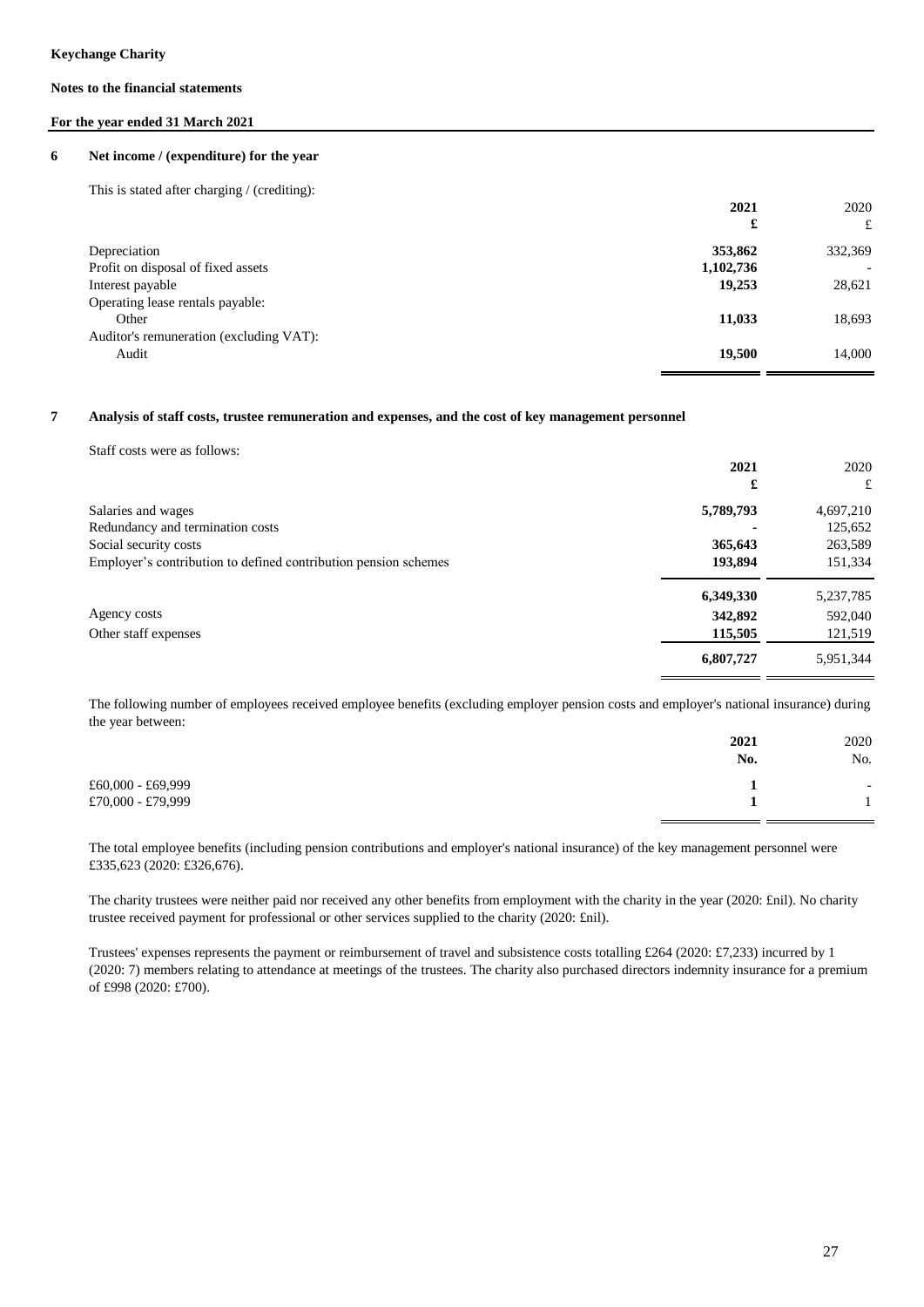**Keychange Charity**

**Notes to the financial statements**

**For the year ended 31 March 2021**

## 6 Net income / (expenditure) for the year

This is stated after charging / (crediting):

| | **2021** | 2020 |
|---|---|---|
| | **£** | £ |
| Depreciation | **353,862** | 332,369 |
| Profit on disposal of fixed assets | **1,102,736** | - |
| Interest payable | **19,253** | 28,621 |
| Operating lease rentals payable: | | |
| Other | **11,033** | 18,693 |
| Auditor's remuneration (excluding VAT): | | |
| Audit | **19,500** | 14,000 |

## 7 Analysis of staff costs, trustee remuneration and expenses, and the cost of key management personnel

Staff costs were as follows:

| | **2021** | 2020 |
|---|---|---|
| | **£** | £ |
| Salaries and wages | **5,789,793** | 4,697,210 |
| Redundancy and termination costs | **-** | 125,652 |
| Social security costs | **365,643** | 263,589 |
| Employer's contribution to defined contribution pension schemes | **193,894** | 151,334 |
| | **6,349,330** | 5,237,785 |
| Agency costs | **342,892** | 592,040 |
| Other staff expenses | **115,505** | 121,519 |
| | **6,807,727** | 5,951,344 |

The following number of employees received employee benefits (excluding employer pension costs and employer's national insurance) during the year between:

| | **2021** | 2020 |
|---|---|---|
| | **No.** | No. |
| £60,000 - £69,999 | **1** | - |
| £70,000 - £79,999 | **1** | 1 |

The total employee benefits (including pension contributions and employer's national insurance) of the key management personnel were £335,623 (2020: £326,676).

The charity trustees were neither paid nor received any other benefits from employment with the charity in the year (2020: £nil). No charity trustee received payment for professional or other services supplied to the charity (2020: £nil).

Trustees' expenses represents the payment or reimbursement of travel and subsistence costs totalling £264 (2020: £7,233) incurred by 1 (2020: 7) members relating to attendance at meetings of the trustees. The charity also purchased directors indemnity insurance for a premium of £998 (2020: £700).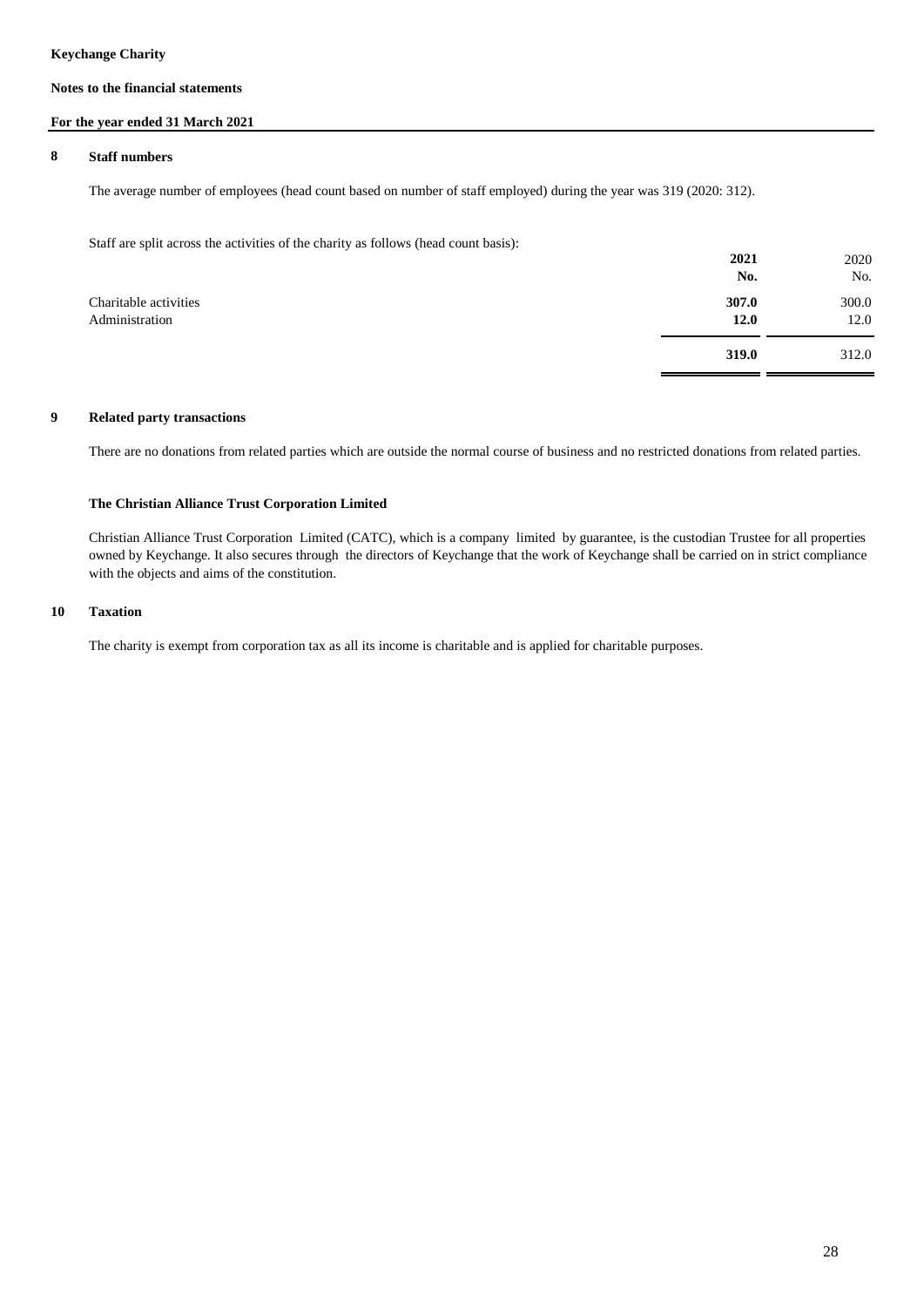**Keychange Charity**

**Notes to the financial statements**

**For the year ended 31 March 2021**

## 8 Staff numbers

The average number of employees (head count based on number of staff employed) during the year was 319 (2020: 312).

Staff are split across the activities of the charity as follows (head count basis):

| | **2021** | 2020 |
|---|---|---|
| | **No.** | No. |
| Charitable activities | **307.0** | 300.0 |
| Administration | **12.0** | 12.0 |
| | **319.0** | 312.0 |

## 9 Related party transactions

There are no donations from related parties which are outside the normal course of business and no restricted donations from related parties.

**The Christian Alliance Trust Corporation Limited**

Christian Alliance Trust Corporation Limited (CATC), which is a company limited by guarantee, is the custodian Trustee for all properties owned by Keychange. It also secures through the directors of Keychange that the work of Keychange shall be carried on in strict compliance with the objects and aims of the constitution.

## 10 Taxation

The charity is exempt from corporation tax as all its income is charitable and is applied for charitable purposes.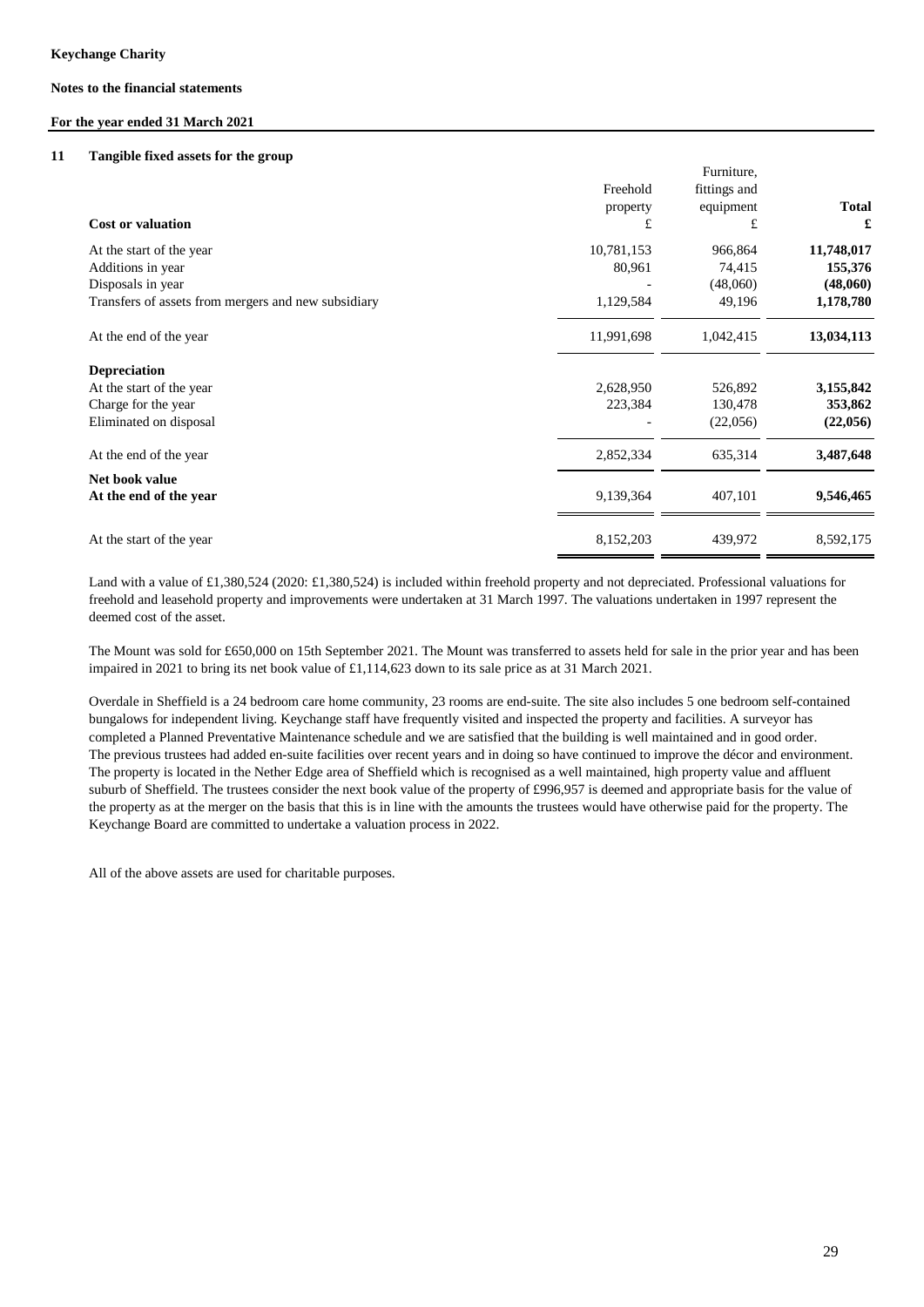**Keychange Charity**

**Notes to the financial statements**

**For the year ended 31 March 2021**

## 11 Tangible fixed assets for the group

| **Cost or valuation** | Freehold property £ | Furniture, fittings and equipment £ | **Total £** |
|---|---|---|---|
| At the start of the year | 10,781,153 | 966,864 | **11,748,017** |
| Additions in year | 80,961 | 74,415 | **155,376** |
| Disposals in year | - | (48,060) | **(48,060)** |
| Transfers of assets from mergers and new subsidiary | 1,129,584 | 49,196 | **1,178,780** |
| At the end of the year | 11,991,698 | 1,042,415 | **13,034,113** |
| **Depreciation** | | | |
| At the start of the year | 2,628,950 | 526,892 | **3,155,842** |
| Charge for the year | 223,384 | 130,478 | **353,862** |
| Eliminated on disposal | - | (22,056) | **(22,056)** |
| At the end of the year | 2,852,334 | 635,314 | **3,487,648** |
| **Net book value** | | | |
| **At the end of the year** | 9,139,364 | 407,101 | **9,546,465** |
| At the start of the year | 8,152,203 | 439,972 | 8,592,175 |

Land with a value of £1,380,524 (2020: £1,380,524) is included within freehold property and not depreciated. Professional valuations for freehold and leasehold property and improvements were undertaken at 31 March 1997. The valuations undertaken in 1997 represent the deemed cost of the asset.

The Mount was sold for £650,000 on 15th September 2021. The Mount was transferred to assets held for sale in the prior year and has been impaired in 2021 to bring its net book value of £1,114,623 down to its sale price as at 31 March 2021.

Overdale in Sheffield is a 24 bedroom care home community, 23 rooms are end-suite. The site also includes 5 one bedroom self-contained bungalows for independent living. Keychange staff have frequently visited and inspected the property and facilities. A surveyor has completed a Planned Preventative Maintenance schedule and we are satisfied that the building is well maintained and in good order. The previous trustees had added en-suite facilities over recent years and in doing so have continued to improve the décor and environment. The property is located in the Nether Edge area of Sheffield which is recognised as a well maintained, high property value and affluent suburb of Sheffield. The trustees consider the next book value of the property of £996,957 is deemed and appropriate basis for the value of the property as at the merger on the basis that this is in line with the amounts the trustees would have otherwise paid for the property. The Keychange Board are committed to undertake a valuation process in 2022.

All of the above assets are used for charitable purposes.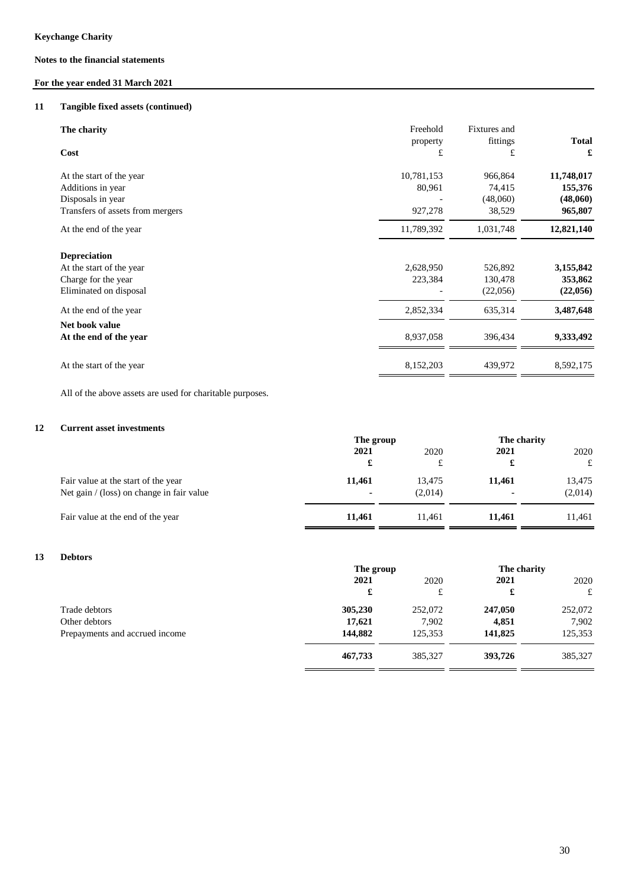**Keychange Charity**

**Notes to the financial statements**

**For the year ended 31 March 2021**

## 11 Tangible fixed assets (continued)

| **The charity** | Freehold property | Fixtures and fittings | **Total** |
|---|---|---|---|
| **Cost** | £ | £ | **£** |
| At the start of the year | 10,781,153 | 966,864 | **11,748,017** |
| Additions in year | 80,961 | 74,415 | **155,376** |
| Disposals in year | - | (48,060) | **(48,060)** |
| Transfers of assets from mergers | 927,278 | 38,529 | **965,807** |
| At the end of the year | 11,789,392 | 1,031,748 | **12,821,140** |
| **Depreciation** | | | |
| At the start of the year | 2,628,950 | 526,892 | **3,155,842** |
| Charge for the year | 223,384 | 130,478 | **353,862** |
| Eliminated on disposal | - | (22,056) | **(22,056)** |
| At the end of the year | 2,852,334 | 635,314 | **3,487,648** |
| **Net book value** | | | |
| **At the end of the year** | 8,937,058 | 396,434 | **9,333,492** |
| At the start of the year | 8,152,203 | 439,972 | 8,592,175 |

All of the above assets are used for charitable purposes.

## 12 Current asset investments

| | **The group** | | **The charity** | |
|---|---|---|---|---|
| | **2021** | 2020 | **2021** | 2020 |
| | **£** | £ | **£** | £ |
| Fair value at the start of the year | **11,461** | 13,475 | **11,461** | 13,475 |
| Net gain / (loss) on change in fair value | **-** | (2,014) | **-** | (2,014) |
| Fair value at the end of the year | **11,461** | 11,461 | **11,461** | 11,461 |

## 13 Debtors

| | **The group** | | **The charity** | |
|---|---|---|---|---|
| | **2021** | 2020 | **2021** | 2020 |
| | **£** | £ | **£** | £ |
| Trade debtors | **305,230** | 252,072 | **247,050** | 252,072 |
| Other debtors | **17,621** | 7,902 | **4,851** | 7,902 |
| Prepayments and accrued income | **144,882** | 125,353 | **141,825** | 125,353 |
| | **467,733** | 385,327 | **393,726** | 385,327 |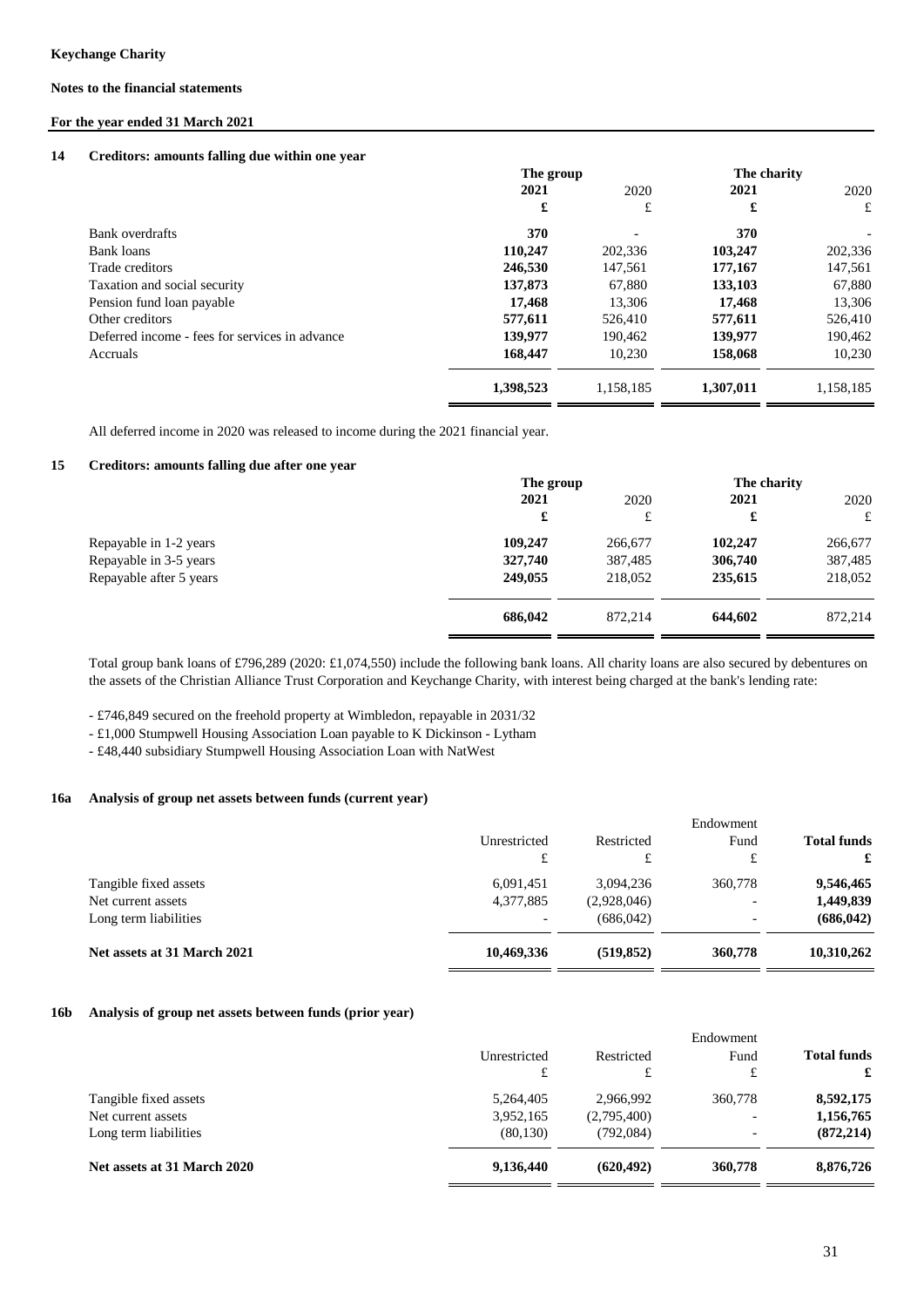**Keychange Charity**

**Notes to the financial statements**

**For the year ended 31 March 2021**

## 14 Creditors: amounts falling due within one year

| | The group | | The charity | |
|---|---|---|---|---|
| | **2021** | 2020 | **2021** | 2020 |
| | **£** | £ | **£** | £ |
| Bank overdrafts | **370** | - | **370** | - |
| Bank loans | **110,247** | 202,336 | **103,247** | 202,336 |
| Trade creditors | **246,530** | 147,561 | **177,167** | 147,561 |
| Taxation and social security | **137,873** | 67,880 | **133,103** | 67,880 |
| Pension fund loan payable | **17,468** | 13,306 | **17,468** | 13,306 |
| Other creditors | **577,611** | 526,410 | **577,611** | 526,410 |
| Deferred income - fees for services in advance | **139,977** | 190,462 | **139,977** | 190,462 |
| Accruals | **168,447** | 10,230 | **158,068** | 10,230 |
| | **1,398,523** | 1,158,185 | **1,307,011** | 1,158,185 |

All deferred income in 2020 was released to income during the 2021 financial year.

## 15 Creditors: amounts falling due after one year

| | The group | | The charity | |
|---|---|---|---|---|
| | **2021** | 2020 | **2021** | 2020 |
| | **£** | £ | **£** | £ |
| Repayable in 1-2 years | **109,247** | 266,677 | **102,247** | 266,677 |
| Repayable in 3-5 years | **327,740** | 387,485 | **306,740** | 387,485 |
| Repayable after 5 years | **249,055** | 218,052 | **235,615** | 218,052 |
| | **686,042** | 872,214 | **644,602** | 872,214 |

Total group bank loans of £796,289 (2020: £1,074,550) include the following bank loans. All charity loans are also secured by debentures on the assets of the Christian Alliance Trust Corporation and Keychange Charity, with interest being charged at the bank's lending rate:

- £746,849 secured on the freehold property at Wimbledon, repayable in 2031/32
- £1,000 Stumpwell Housing Association Loan payable to K Dickinson - Lytham
- £48,440 subsidiary Stumpwell Housing Association Loan with NatWest

## 16a Analysis of group net assets between funds (current year)

| | Unrestricted | Restricted | Endowment Fund | **Total funds** |
|---|---|---|---|---|
| | £ | £ | £ | **£** |
| Tangible fixed assets | 6,091,451 | 3,094,236 | 360,778 | **9,546,465** |
| Net current assets | 4,377,885 | (2,928,046) | - | **1,449,839** |
| Long term liabilities | - | (686,042) | - | **(686,042)** |
| **Net assets at 31 March 2021** | **10,469,336** | **(519,852)** | **360,778** | **10,310,262** |

## 16b Analysis of group net assets between funds (prior year)

| | Unrestricted | Restricted | Endowment Fund | **Total funds** |
|---|---|---|---|---|
| | £ | £ | £ | **£** |
| Tangible fixed assets | 5,264,405 | 2,966,992 | 360,778 | **8,592,175** |
| Net current assets | 3,952,165 | (2,795,400) | - | **1,156,765** |
| Long term liabilities | (80,130) | (792,084) | - | **(872,214)** |
| **Net assets at 31 March 2020** | **9,136,440** | **(620,492)** | **360,778** | **8,876,726** |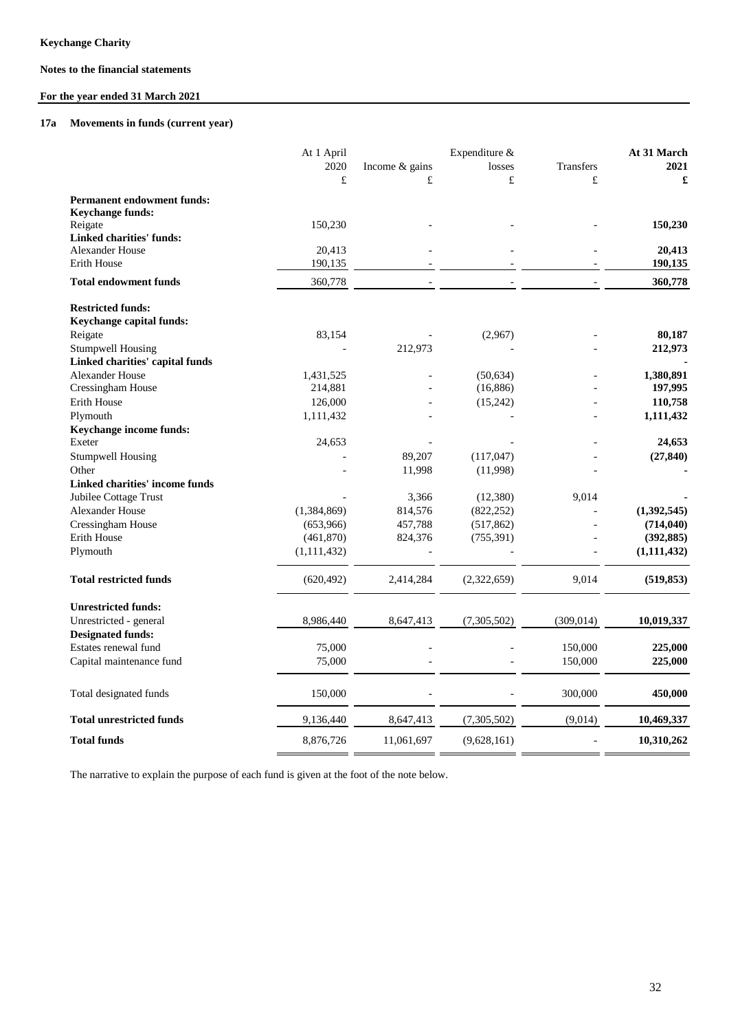**Keychange Charity**

**Notes to the financial statements**

**For the year ended 31 March 2021**

### 17a Movements in funds (current year)

| | At 1 April 2020 £ | Income & gains £ | Expenditure & losses £ | Transfers £ | **At 31 March 2021 £** |
|---|---|---|---|---|---|
| **Permanent endowment funds:** | | | | | |
| **Keychange funds:** | | | | | |
| Reigate | 150,230 | - | - | - | **150,230** |
| **Linked charities' funds:** | | | | | |
| Alexander House | 20,413 | - | - | - | **20,413** |
| Erith House | 190,135 | - | - | - | **190,135** |
| **Total endowment funds** | 360,778 | - | - | - | **360,778** |
| **Restricted funds:** | | | | | |
| **Keychange capital funds:** | | | | | |
| Reigate | 83,154 | - | (2,967) | - | **80,187** |
| Stumpwell Housing | - | 212,973 | - | - | **212,973** |
| **Linked charities' capital funds** | | | | | **-** |
| Alexander House | 1,431,525 | - | (50,634) | - | **1,380,891** |
| Cressingham House | 214,881 | - | (16,886) | - | **197,995** |
| Erith House | 126,000 | - | (15,242) | - | **110,758** |
| Plymouth | 1,111,432 | - | - | - | **1,111,432** |
| **Keychange income funds:** | | | | | |
| Exeter | 24,653 | - | - | - | **24,653** |
| Stumpwell Housing | - | 89,207 | (117,047) | - | **(27,840)** |
| Other | - | 11,998 | (11,998) | - | **-** |
| **Linked charities' income funds** | | | | | |
| Jubilee Cottage Trust | - | 3,366 | (12,380) | 9,014 | **-** |
| Alexander House | (1,384,869) | 814,576 | (822,252) | - | **(1,392,545)** |
| Cressingham House | (653,966) | 457,788 | (517,862) | - | **(714,040)** |
| Erith House | (461,870) | 824,376 | (755,391) | - | **(392,885)** |
| Plymouth | (1,111,432) | - | - | - | **(1,111,432)** |
| **Total restricted funds** | (620,492) | 2,414,284 | (2,322,659) | 9,014 | **(519,853)** |
| **Unrestricted funds:** | | | | | |
| Unrestricted - general | 8,986,440 | 8,647,413 | (7,305,502) | (309,014) | **10,019,337** |
| **Designated funds:** | | | | | |
| Estates renewal fund | 75,000 | - | - | 150,000 | **225,000** |
| Capital maintenance fund | 75,000 | - | - | 150,000 | **225,000** |
| Total designated funds | 150,000 | - | - | 300,000 | **450,000** |
| **Total unrestricted funds** | 9,136,440 | 8,647,413 | (7,305,502) | (9,014) | **10,469,337** |
| **Total funds** | 8,876,726 | 11,061,697 | (9,628,161) | - | **10,310,262** |

The narrative to explain the purpose of each fund is given at the foot of the note below.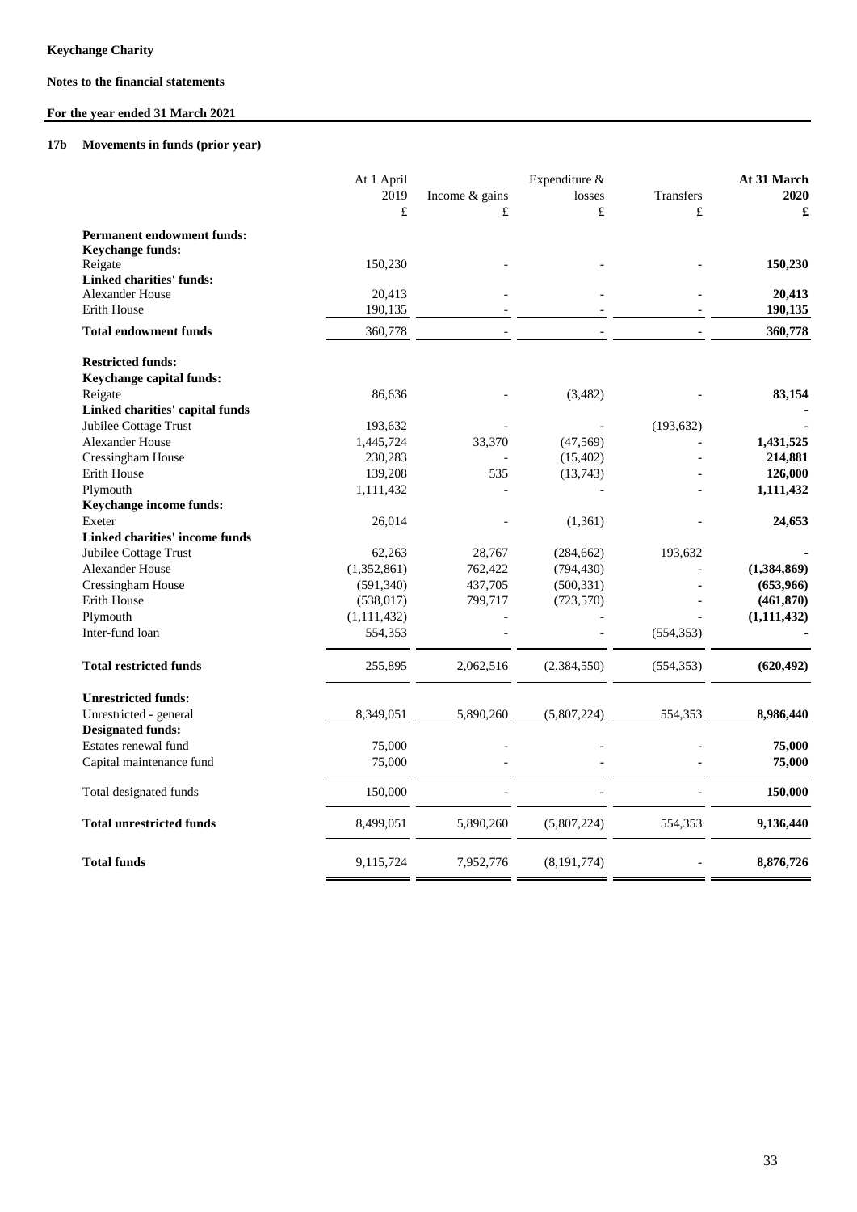**Keychange Charity**

**Notes to the financial statements**

**For the year ended 31 March 2021**

## 17b Movements in funds (prior year)

| | At 1 April 2019 £ | Income & gains £ | Expenditure & losses £ | Transfers £ | At 31 March 2020 £ |
|---|---|---|---|---|---|
| **Permanent endowment funds:** | | | | | |
| **Keychange funds:** | | | | | |
| Reigate | 150,230 | - | - | - | **150,230** |
| **Linked charities' funds:** | | | | | |
| Alexander House | 20,413 | - | - | - | **20,413** |
| Erith House | 190,135 | - | - | - | **190,135** |
| **Total endowment funds** | 360,778 | - | - | - | **360,778** |
| **Restricted funds:** | | | | | |
| **Keychange capital funds:** | | | | | |
| Reigate | 86,636 | - | (3,482) | - | **83,154** |
| **Linked charities' capital funds** | | | | | **-** |
| Jubilee Cottage Trust | 193,632 | - | - | (193,632) | **-** |
| Alexander House | 1,445,724 | 33,370 | (47,569) | - | **1,431,525** |
| Cressingham House | 230,283 | - | (15,402) | - | **214,881** |
| Erith House | 139,208 | 535 | (13,743) | - | **126,000** |
| Plymouth | 1,111,432 | - | - | - | **1,111,432** |
| **Keychange income funds:** | | | | | |
| Exeter | 26,014 | - | (1,361) | - | **24,653** |
| **Linked charities' income funds** | | | | | |
| Jubilee Cottage Trust | 62,263 | 28,767 | (284,662) | 193,632 | **-** |
| Alexander House | (1,352,861) | 762,422 | (794,430) | - | **(1,384,869)** |
| Cressingham House | (591,340) | 437,705 | (500,331) | - | **(653,966)** |
| Erith House | (538,017) | 799,717 | (723,570) | - | **(461,870)** |
| Plymouth | (1,111,432) | - | - | - | **(1,111,432)** |
| Inter-fund loan | 554,353 | - | - | (554,353) | **-** |
| **Total restricted funds** | 255,895 | 2,062,516 | (2,384,550) | (554,353) | **(620,492)** |
| **Unrestricted funds:** | | | | | |
| Unrestricted - general | 8,349,051 | 5,890,260 | (5,807,224) | 554,353 | **8,986,440** |
| **Designated funds:** | | | | | |
| Estates renewal fund | 75,000 | - | - | - | **75,000** |
| Capital maintenance fund | 75,000 | - | - | - | **75,000** |
| Total designated funds | 150,000 | - | - | - | **150,000** |
| **Total unrestricted funds** | 8,499,051 | 5,890,260 | (5,807,224) | 554,353 | **9,136,440** |
| **Total funds** | 9,115,724 | 7,952,776 | (8,191,774) | - | **8,876,726** |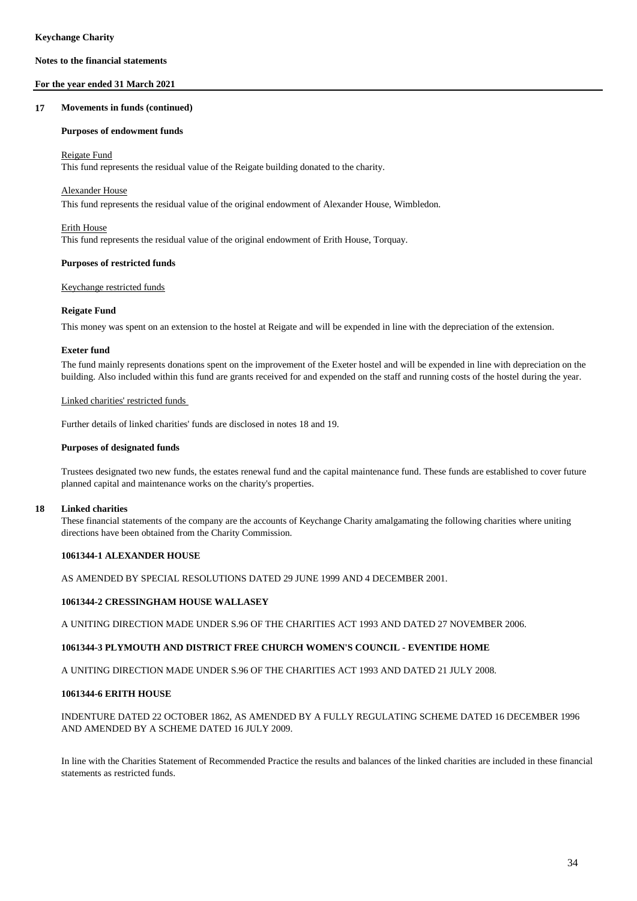## 17 Movements in funds (continued)

**Purposes of endowment funds**

Reigate Fund

This fund represents the residual value of the Reigate building donated to the charity.

Alexander House

This fund represents the residual value of the original endowment of Alexander House, Wimbledon.

Erith House

This fund represents the residual value of the original endowment of Erith House, Torquay.

**Purposes of restricted funds**

Keychange restricted funds

**Reigate Fund**

This money was spent on an extension to the hostel at Reigate and will be expended in line with the depreciation of the extension.

**Exeter fund**

The fund mainly represents donations spent on the improvement of the Exeter hostel and will be expended in line with depreciation on the building. Also included within this fund are grants received for and expended on the staff and running costs of the hostel during the year.

Linked charities' restricted funds

Further details of linked charities' funds are disclosed in notes 18 and 19.

**Purposes of designated funds**

Trustees designated two new funds, the estates renewal fund and the capital maintenance fund. These funds are established to cover future planned capital and maintenance works on the charity's properties.

## 18 Linked charities

These financial statements of the company are the accounts of Keychange Charity amalgamating the following charities where uniting directions have been obtained from the Charity Commission.

**1061344-1 ALEXANDER HOUSE**

AS AMENDED BY SPECIAL RESOLUTIONS DATED 29 JUNE 1999 AND 4 DECEMBER 2001.

**1061344-2 CRESSINGHAM HOUSE WALLASEY**

A UNITING DIRECTION MADE UNDER S.96 OF THE CHARITIES ACT 1993 AND DATED 27 NOVEMBER 2006.

**1061344-3 PLYMOUTH AND DISTRICT FREE CHURCH WOMEN'S COUNCIL - EVENTIDE HOME**

A UNITING DIRECTION MADE UNDER S.96 OF THE CHARITIES ACT 1993 AND DATED 21 JULY 2008.

**1061344-6 ERITH HOUSE**

INDENTURE DATED 22 OCTOBER 1862, AS AMENDED BY A FULLY REGULATING SCHEME DATED 16 DECEMBER 1996 AND AMENDED BY A SCHEME DATED 16 JULY 2009.

In line with the Charities Statement of Recommended Practice the results and balances of the linked charities are included in these financial statements as restricted funds.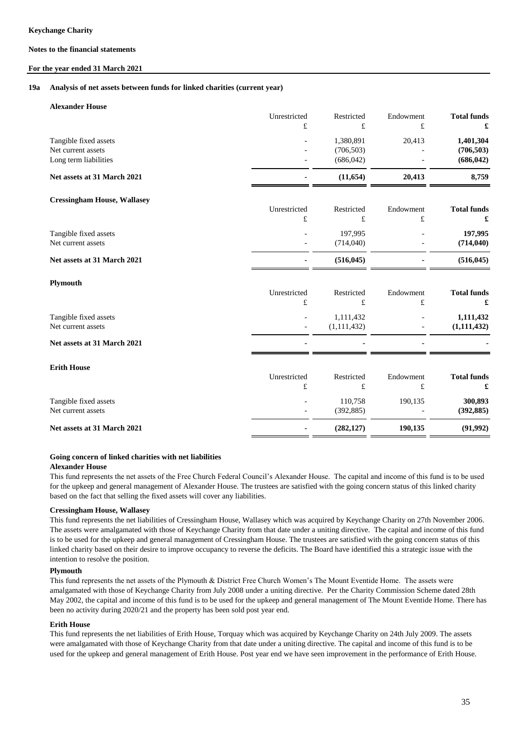**Keychange Charity**

**Notes to the financial statements**

**For the year ended 31 March 2021**

## 19a Analysis of net assets between funds for linked charities (current year)

### Alexander House

| | Unrestricted £ | Restricted £ | Endowment £ | **Total funds £** |
|---|---|---|---|---|
| Tangible fixed assets | - | 1,380,891 | 20,413 | **1,401,304** |
| Net current assets | - | (706,503) | - | **(706,503)** |
| Long term liabilities | - | (686,042) | - | **(686,042)** |
| **Net assets at 31 March 2021** | **-** | **(11,654)** | **20,413** | **8,759** |

### Cressingham House, Wallasey

| | Unrestricted £ | Restricted £ | Endowment £ | **Total funds £** |
|---|---|---|---|---|
| Tangible fixed assets | - | 197,995 | - | **197,995** |
| Net current assets | - | (714,040) | - | **(714,040)** |
| **Net assets at 31 March 2021** | **-** | **(516,045)** | **-** | **(516,045)** |

### Plymouth

| | Unrestricted £ | Restricted £ | Endowment £ | **Total funds £** |
|---|---|---|---|---|
| Tangible fixed assets | - | 1,111,432 | - | **1,111,432** |
| Net current assets | - | (1,111,432) | - | **(1,111,432)** |
| **Net assets at 31 March 2021** | **-** | **-** | **-** | **-** |

### Erith House

| | Unrestricted £ | Restricted £ | Endowment £ | **Total funds £** |
|---|---|---|---|---|
| Tangible fixed assets | - | 110,758 | 190,135 | **300,893** |
| Net current assets | - | (392,885) | - | **(392,885)** |
| **Net assets at 31 March 2021** | **-** | **(282,127)** | **190,135** | **(91,992)** |

**Going concern of linked charities with net liabilities**

**Alexander House**

This fund represents the net assets of the Free Church Federal Council's Alexander House. The capital and income of this fund is to be used for the upkeep and general management of Alexander House. The trustees are satisfied with the going concern status of this linked charity based on the fact that selling the fixed assets will cover any liabilities.

**Cressingham House, Wallasey**

This fund represents the net liabilities of Cressingham House, Wallasey which was acquired by Keychange Charity on 27th November 2006. The assets were amalgamated with those of Keychange Charity from that date under a uniting directive. The capital and income of this fund is to be used for the upkeep and general management of Cressingham House. The trustees are satisfied with the going concern status of this linked charity based on their desire to improve occupancy to reverse the deficits. The Board have identified this a strategic issue with the intention to resolve the position.

**Plymouth**

This fund represents the net assets of the Plymouth & District Free Church Women's The Mount Eventide Home. The assets were amalgamated with those of Keychange Charity from July 2008 under a uniting directive. Per the Charity Commission Scheme dated 28th May 2002, the capital and income of this fund is to be used for the upkeep and general management of The Mount Eventide Home. There has been no activity during 2020/21 and the property has been sold post year end.

**Erith House**

This fund represents the net liabilities of Erith House, Torquay which was acquired by Keychange Charity on 24th July 2009. The assets were amalgamated with those of Keychange Charity from that date under a uniting directive. The capital and income of this fund is to be used for the upkeep and general management of Erith House. Post year end we have seen improvement in the performance of Erith House.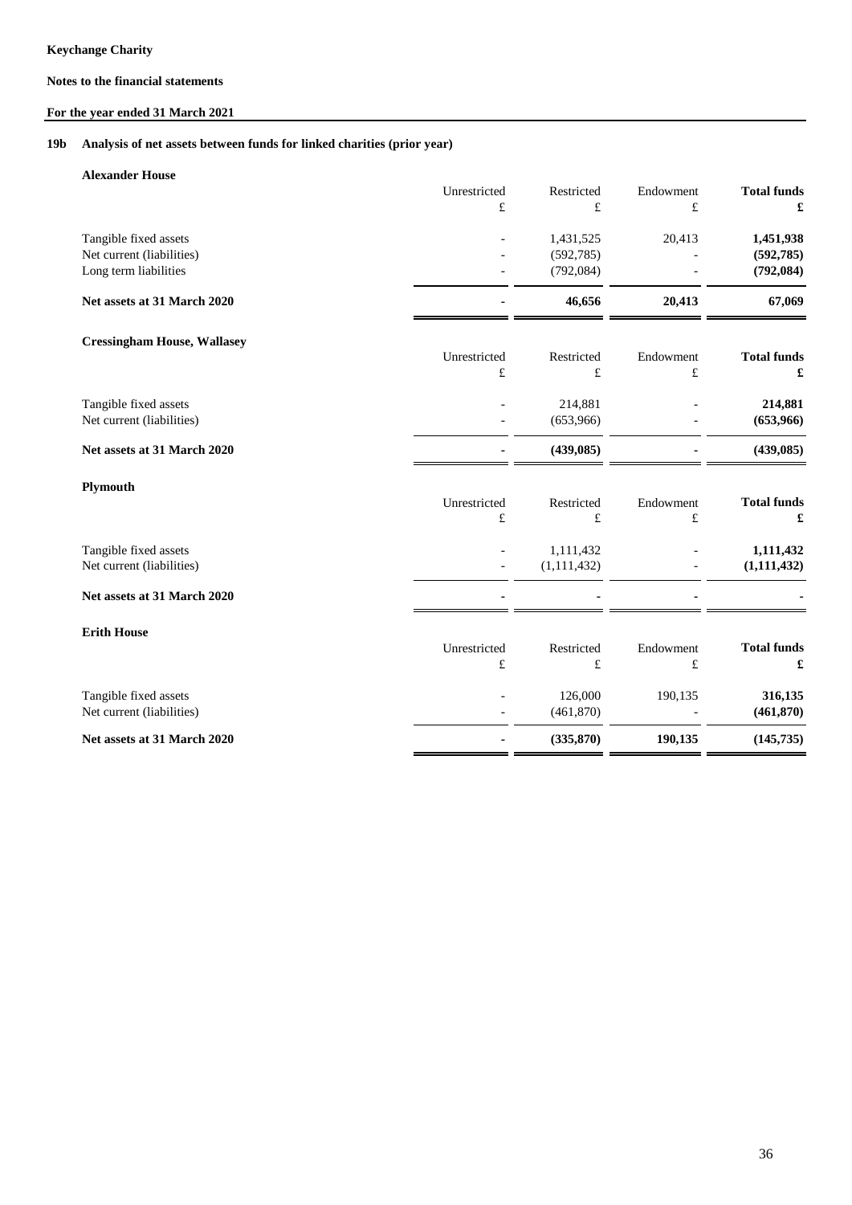**Keychange Charity**

**Notes to the financial statements**

**For the year ended 31 March 2021**

## 19b Analysis of net assets between funds for linked charities (prior year)

### Alexander House

| | Unrestricted £ | Restricted £ | Endowment £ | **Total funds £** |
|---|---|---|---|---|
| Tangible fixed assets | - | 1,431,525 | 20,413 | **1,451,938** |
| Net current (liabilities) | - | (592,785) | - | **(592,785)** |
| Long term liabilities | - | (792,084) | - | **(792,084)** |
| **Net assets at 31 March 2020** | **-** | **46,656** | **20,413** | **67,069** |

### Cressingham House, Wallasey

| | Unrestricted £ | Restricted £ | Endowment £ | **Total funds £** |
|---|---|---|---|---|
| Tangible fixed assets | - | 214,881 | - | **214,881** |
| Net current (liabilities) | - | (653,966) | - | **(653,966)** |
| **Net assets at 31 March 2020** | **-** | **(439,085)** | **-** | **(439,085)** |

### Plymouth

| | Unrestricted £ | Restricted £ | Endowment £ | **Total funds £** |
|---|---|---|---|---|
| Tangible fixed assets | - | 1,111,432 | - | **1,111,432** |
| Net current (liabilities) | - | (1,111,432) | - | **(1,111,432)** |
| **Net assets at 31 March 2020** | **-** | **-** | **-** | **-** |

### Erith House

| | Unrestricted £ | Restricted £ | Endowment £ | **Total funds £** |
|---|---|---|---|---|
| Tangible fixed assets | - | 126,000 | 190,135 | **316,135** |
| Net current (liabilities) | - | (461,870) | - | **(461,870)** |
| **Net assets at 31 March 2020** | **-** | **(335,870)** | **190,135** | **(145,735)** |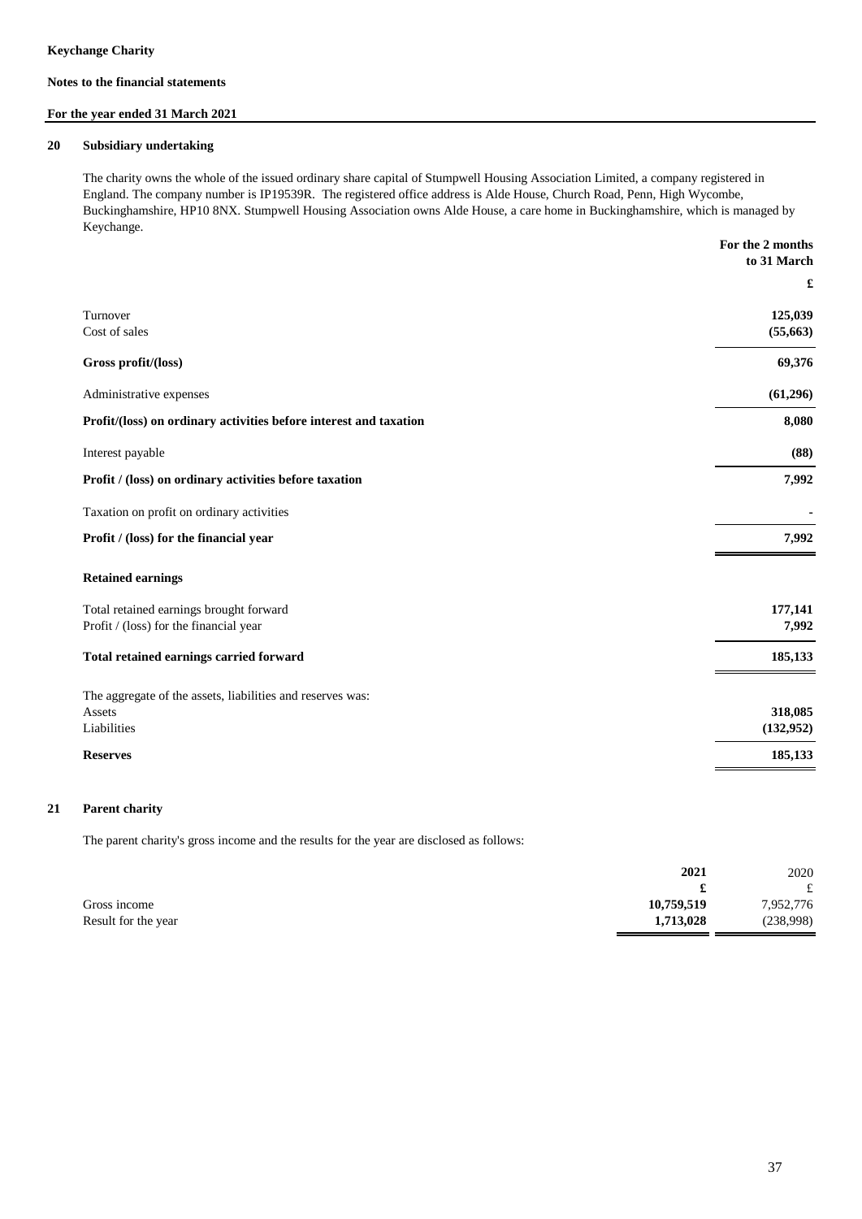**Keychange Charity**

**Notes to the financial statements**

**For the year ended 31 March 2021**

## 20 Subsidiary undertaking

The charity owns the whole of the issued ordinary share capital of Stumpwell Housing Association Limited, a company registered in England. The company number is IP19539R. The registered office address is Alde House, Church Road, Penn, High Wycombe, Buckinghamshire, HP10 8NX. Stumpwell Housing Association owns Alde House, a care home in Buckinghamshire, which is managed by Keychange.

| | For the 2 months to 31 March |
|---|---|
| | £ |
| Turnover | 125,039 |
| Cost of sales | (55,663) |
| **Gross profit/(loss)** | **69,376** |
| Administrative expenses | (61,296) |
| **Profit/(loss) on ordinary activities before interest and taxation** | **8,080** |
| Interest payable | (88) |
| **Profit / (loss) on ordinary activities before taxation** | **7,992** |
| Taxation on profit on ordinary activities | - |
| **Profit / (loss) for the financial year** | **7,992** |
| **Retained earnings** | |
| Total retained earnings brought forward | 177,141 |
| Profit / (loss) for the financial year | 7,992 |
| **Total retained earnings carried forward** | **185,133** |
| The aggregate of the assets, liabilities and reserves was: | |
| Assets | 318,085 |
| Liabilities | (132,952) |
| **Reserves** | **185,133** |

## 21 Parent charity

The parent charity's gross income and the results for the year are disclosed as follows:

| | 2021 | 2020 |
|---|---|---|
| | £ | £ |
| Gross income | 10,759,519 | 7,952,776 |
| Result for the year | 1,713,028 | (238,998) |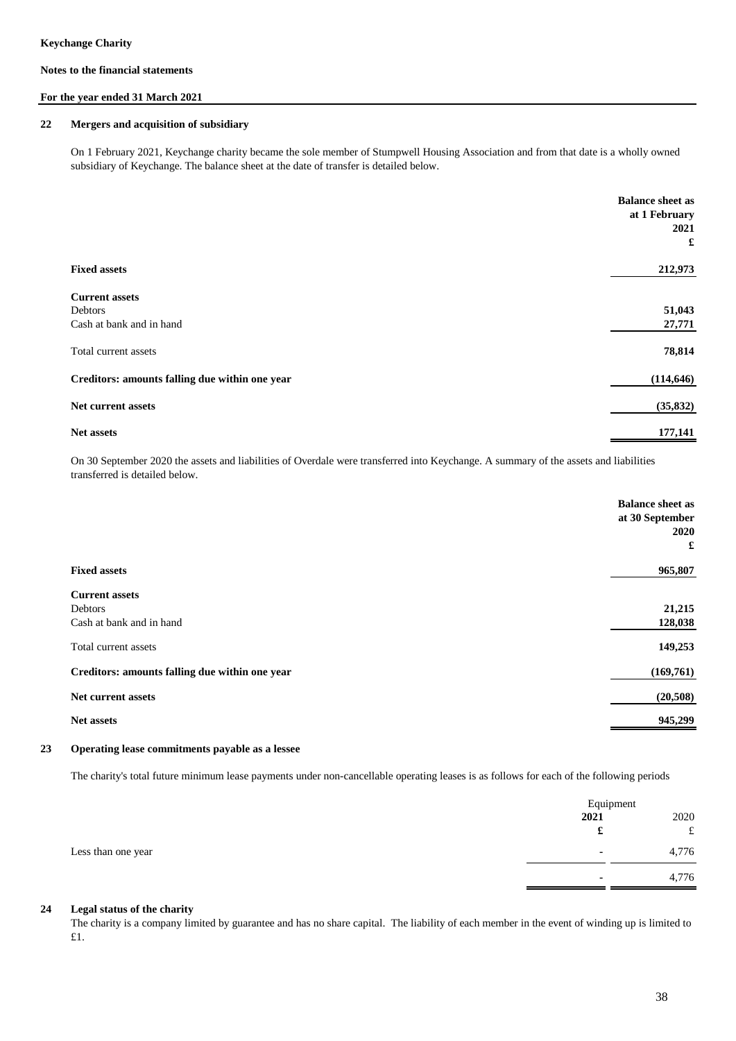**Keychange Charity**

**Notes to the financial statements**

**For the year ended 31 March 2021**

## 22 Mergers and acquisition of subsidiary

On 1 February 2021, Keychange charity became the sole member of Stumpwell Housing Association and from that date is a wholly owned subsidiary of Keychange. The balance sheet at the date of transfer is detailed below.

| | **Balance sheet as at 1 February 2021** |
|---|---|
| | **£** |
| **Fixed assets** | **212,973** |
| **Current assets** | |
| Debtors | **51,043** |
| Cash at bank and in hand | **27,771** |
| Total current assets | **78,814** |
| **Creditors: amounts falling due within one year** | **(114,646)** |
| **Net current assets** | **(35,832)** |
| **Net assets** | **177,141** |

On 30 September 2020 the assets and liabilities of Overdale were transferred into Keychange. A summary of the assets and liabilities transferred is detailed below.

| | **Balance sheet as at 30 September 2020** |
|---|---|
| | **£** |
| **Fixed assets** | **965,807** |
| **Current assets** | |
| Debtors | **21,215** |
| Cash at bank and in hand | **128,038** |
| Total current assets | **149,253** |
| **Creditors: amounts falling due within one year** | **(169,761)** |
| **Net current assets** | **(20,508)** |
| **Net assets** | **945,299** |

## 23 Operating lease commitments payable as a lessee

The charity's total future minimum lease payments under non-cancellable operating leases is as follows for each of the following periods

| | Equipment | |
|---|---|---|
| | **2021** | 2020 |
| | **£** | £ |
| Less than one year | - | 4,776 |
| | - | 4,776 |

## 24 Legal status of the charity

The charity is a company limited by guarantee and has no share capital. The liability of each member in the event of winding up is limited to £1.